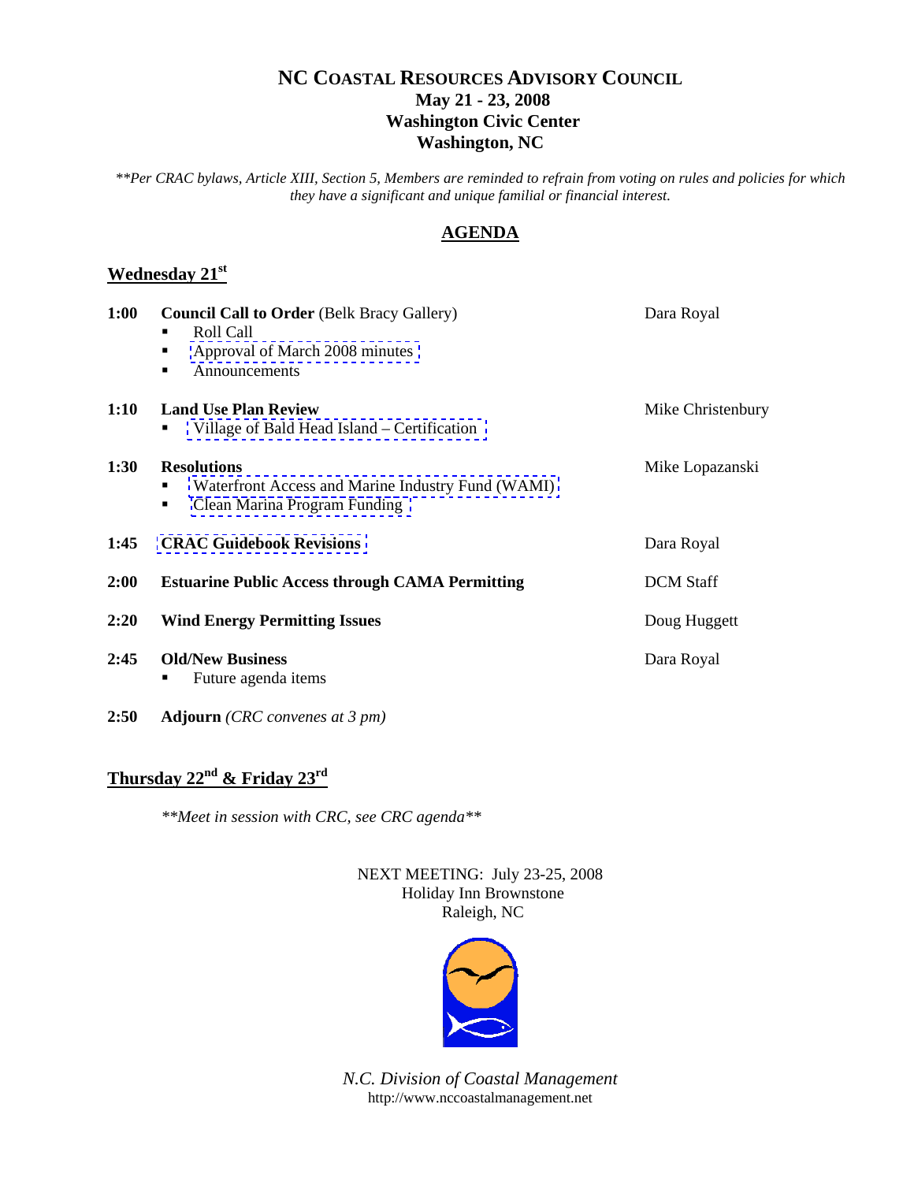# NC COASTAL RESOURCES ADVISORY COUNCIL

**May 21 - 23, 2008**
**Washington Civic Center**
**Washington, NC**

*\*\*Per CRAC bylaws, Article XIII, Section 5, Members are reminded to refrain from voting on rules and policies for which they have a significant and unique familial or financial interest.*

## AGENDA

### Wednesday 21st

| Time | Item | Presenter |
| --- | --- | --- |
| **1:00** | **Council Call to Order** (Belk Bracy Gallery)<br>▪ Roll Call<br>▪ Approval of March 2008 minutes<br>▪ Announcements | Dara Royal |
| **1:10** | **Land Use Plan Review**<br>▪ Village of Bald Head Island – Certification | Mike Christenbury |
| **1:30** | **Resolutions**<br>▪ Waterfront Access and Marine Industry Fund (WAMI)<br>▪ Clean Marina Program Funding | Mike Lopazanski |
| **1:45** | **CRAC Guidebook Revisions** | Dara Royal |
| **2:00** | **Estuarine Public Access through CAMA Permitting** | DCM Staff |
| **2:20** | **Wind Energy Permitting Issues** | Doug Huggett |
| **2:45** | **Old/New Business**<br>▪ Future agenda items | Dara Royal |
| **2:50** | **Adjourn** *(CRC convenes at 3 pm)* | |

### Thursday 22nd & Friday 23rd

*\*\*Meet in session with CRC, see CRC agenda\*\**

NEXT MEETING: July 23-25, 2008
Holiday Inn Brownstone
Raleigh, NC

*N.C. Division of Coastal Management*
http://www.nccoastalmanagement.net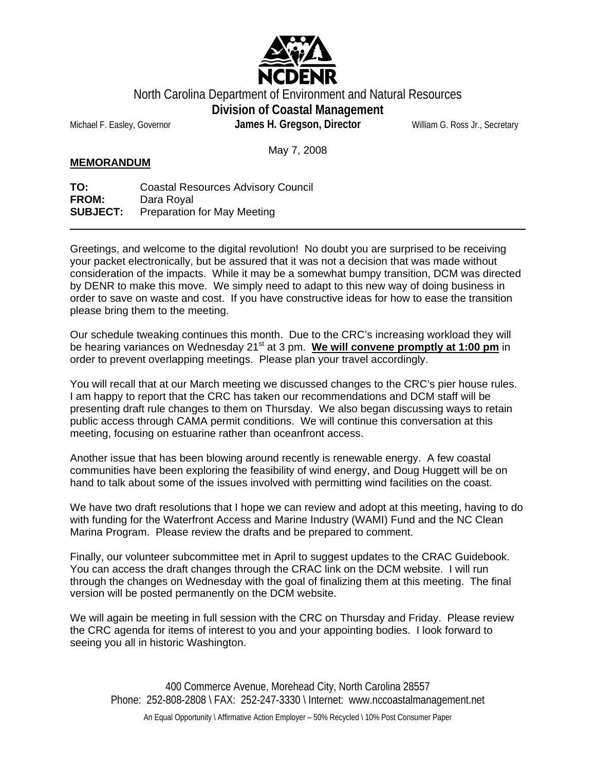North Carolina Department of Environment and Natural Resources

**Division of Coastal Management**

Michael F. Easley, Governor **James H. Gregson, Director** William G. Ross Jr., Secretary

May 7, 2008

**MEMORANDUM**

**TO:** Coastal Resources Advisory Council
**FROM:** Dara Royal
**SUBJECT:** Preparation for May Meeting

---

Greetings, and welcome to the digital revolution! No doubt you are surprised to be receiving your packet electronically, but be assured that it was not a decision that was made without consideration of the impacts. While it may be a somewhat bumpy transition, DCM was directed by DENR to make this move. We simply need to adapt to this new way of doing business in order to save on waste and cost. If you have constructive ideas for how to ease the transition please bring them to the meeting.

Our schedule tweaking continues this month. Due to the CRC's increasing workload they will be hearing variances on Wednesday 21st at 3 pm. **We will convene promptly at 1:00 pm** in order to prevent overlapping meetings. Please plan your travel accordingly.

You will recall that at our March meeting we discussed changes to the CRC's pier house rules. I am happy to report that the CRC has taken our recommendations and DCM staff will be presenting draft rule changes to them on Thursday. We also began discussing ways to retain public access through CAMA permit conditions. We will continue this conversation at this meeting, focusing on estuarine rather than oceanfront access.

Another issue that has been blowing around recently is renewable energy. A few coastal communities have been exploring the feasibility of wind energy, and Doug Huggett will be on hand to talk about some of the issues involved with permitting wind facilities on the coast.

We have two draft resolutions that I hope we can review and adopt at this meeting, having to do with funding for the Waterfront Access and Marine Industry (WAMI) Fund and the NC Clean Marina Program. Please review the drafts and be prepared to comment.

Finally, our volunteer subcommittee met in April to suggest updates to the CRAC Guidebook. You can access the draft changes through the CRAC link on the DCM website. I will run through the changes on Wednesday with the goal of finalizing them at this meeting. The final version will be posted permanently on the DCM website.

We will again be meeting in full session with the CRC on Thursday and Friday. Please review the CRC agenda for items of interest to you and your appointing bodies. I look forward to seeing you all in historic Washington.

400 Commerce Avenue, Morehead City, North Carolina 28557
Phone: 252-808-2808 \ FAX: 252-247-3330 \ Internet: www.nccoastalmanagement.net

An Equal Opportunity \ Affirmative Action Employer – 50% Recycled \ 10% Post Consumer Paper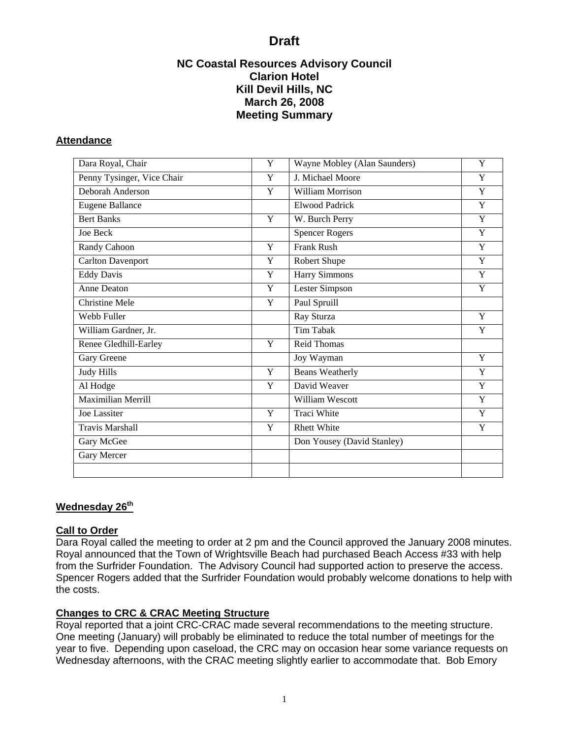# Draft

## NC Coastal Resources Advisory Council
## Clarion Hotel
## Kill Devil Hills, NC
## March 26, 2008
## Meeting Summary

### Attendance

| | | | |
|---|---|---|---|
| Dara Royal, Chair | Y | Wayne Mobley (Alan Saunders) | Y |
| Penny Tysinger, Vice Chair | Y | J. Michael Moore | Y |
| Deborah Anderson | Y | William Morrison | Y |
| Eugene Ballance | | Elwood Padrick | Y |
| Bert Banks | Y | W. Burch Perry | Y |
| Joe Beck | | Spencer Rogers | Y |
| Randy Cahoon | Y | Frank Rush | Y |
| Carlton Davenport | Y | Robert Shupe | Y |
| Eddy Davis | Y | Harry Simmons | Y |
| Anne Deaton | Y | Lester Simpson | Y |
| Christine Mele | Y | Paul Spruill | |
| Webb Fuller | | Ray Sturza | Y |
| William Gardner, Jr. | | Tim Tabak | Y |
| Renee Gledhill-Earley | Y | Reid Thomas | |
| Gary Greene | | Joy Wayman | Y |
| Judy Hills | Y | Beans Weatherly | Y |
| Al Hodge | Y | David Weaver | Y |
| Maximilian Merrill | | William Wescott | Y |
| Joe Lassiter | Y | Traci White | Y |
| Travis Marshall | Y | Rhett White | Y |
| Gary McGee | | Don Yousey (David Stanley) | |
| Gary Mercer | | | |
| | | | |

### Wednesday 26th

### Call to Order

Dara Royal called the meeting to order at 2 pm and the Council approved the January 2008 minutes. Royal announced that the Town of Wrightsville Beach had purchased Beach Access #33 with help from the Surfrider Foundation. The Advisory Council had supported action to preserve the access. Spencer Rogers added that the Surfrider Foundation would probably welcome donations to help with the costs.

### Changes to CRC & CRAC Meeting Structure

Royal reported that a joint CRC-CRAC made several recommendations to the meeting structure. One meeting (January) will probably be eliminated to reduce the total number of meetings for the year to five. Depending upon caseload, the CRC may on occasion hear some variance requests on Wednesday afternoons, with the CRAC meeting slightly earlier to accommodate that. Bob Emory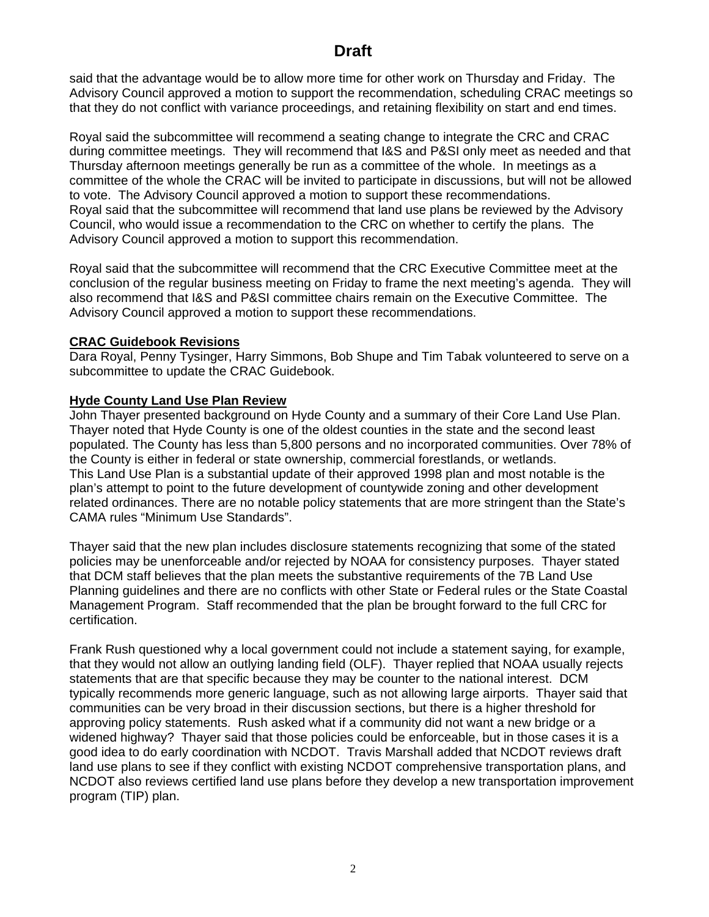# Draft

said that the advantage would be to allow more time for other work on Thursday and Friday. The Advisory Council approved a motion to support the recommendation, scheduling CRAC meetings so that they do not conflict with variance proceedings, and retaining flexibility on start and end times.

Royal said the subcommittee will recommend a seating change to integrate the CRC and CRAC during committee meetings. They will recommend that I&S and P&SI only meet as needed and that Thursday afternoon meetings generally be run as a committee of the whole. In meetings as a committee of the whole the CRAC will be invited to participate in discussions, but will not be allowed to vote. The Advisory Council approved a motion to support these recommendations.
Royal said that the subcommittee will recommend that land use plans be reviewed by the Advisory Council, who would issue a recommendation to the CRC on whether to certify the plans. The Advisory Council approved a motion to support this recommendation.

Royal said that the subcommittee will recommend that the CRC Executive Committee meet at the conclusion of the regular business meeting on Friday to frame the next meeting's agenda. They will also recommend that I&S and P&SI committee chairs remain on the Executive Committee. The Advisory Council approved a motion to support these recommendations.

**CRAC Guidebook Revisions**
Dara Royal, Penny Tysinger, Harry Simmons, Bob Shupe and Tim Tabak volunteered to serve on a subcommittee to update the CRAC Guidebook.

**Hyde County Land Use Plan Review**
John Thayer presented background on Hyde County and a summary of their Core Land Use Plan. Thayer noted that Hyde County is one of the oldest counties in the state and the second least populated. The County has less than 5,800 persons and no incorporated communities. Over 78% of the County is either in federal or state ownership, commercial forestlands, or wetlands.
This Land Use Plan is a substantial update of their approved 1998 plan and most notable is the plan's attempt to point to the future development of countywide zoning and other development related ordinances. There are no notable policy statements that are more stringent than the State's CAMA rules "Minimum Use Standards".

Thayer said that the new plan includes disclosure statements recognizing that some of the stated policies may be unenforceable and/or rejected by NOAA for consistency purposes. Thayer stated that DCM staff believes that the plan meets the substantive requirements of the 7B Land Use Planning guidelines and there are no conflicts with other State or Federal rules or the State Coastal Management Program. Staff recommended that the plan be brought forward to the full CRC for certification.

Frank Rush questioned why a local government could not include a statement saying, for example, that they would not allow an outlying landing field (OLF). Thayer replied that NOAA usually rejects statements that are that specific because they may be counter to the national interest. DCM typically recommends more generic language, such as not allowing large airports. Thayer said that communities can be very broad in their discussion sections, but there is a higher threshold for approving policy statements. Rush asked what if a community did not want a new bridge or a widened highway? Thayer said that those policies could be enforceable, but in those cases it is a good idea to do early coordination with NCDOT. Travis Marshall added that NCDOT reviews draft land use plans to see if they conflict with existing NCDOT comprehensive transportation plans, and NCDOT also reviews certified land use plans before they develop a new transportation improvement program (TIP) plan.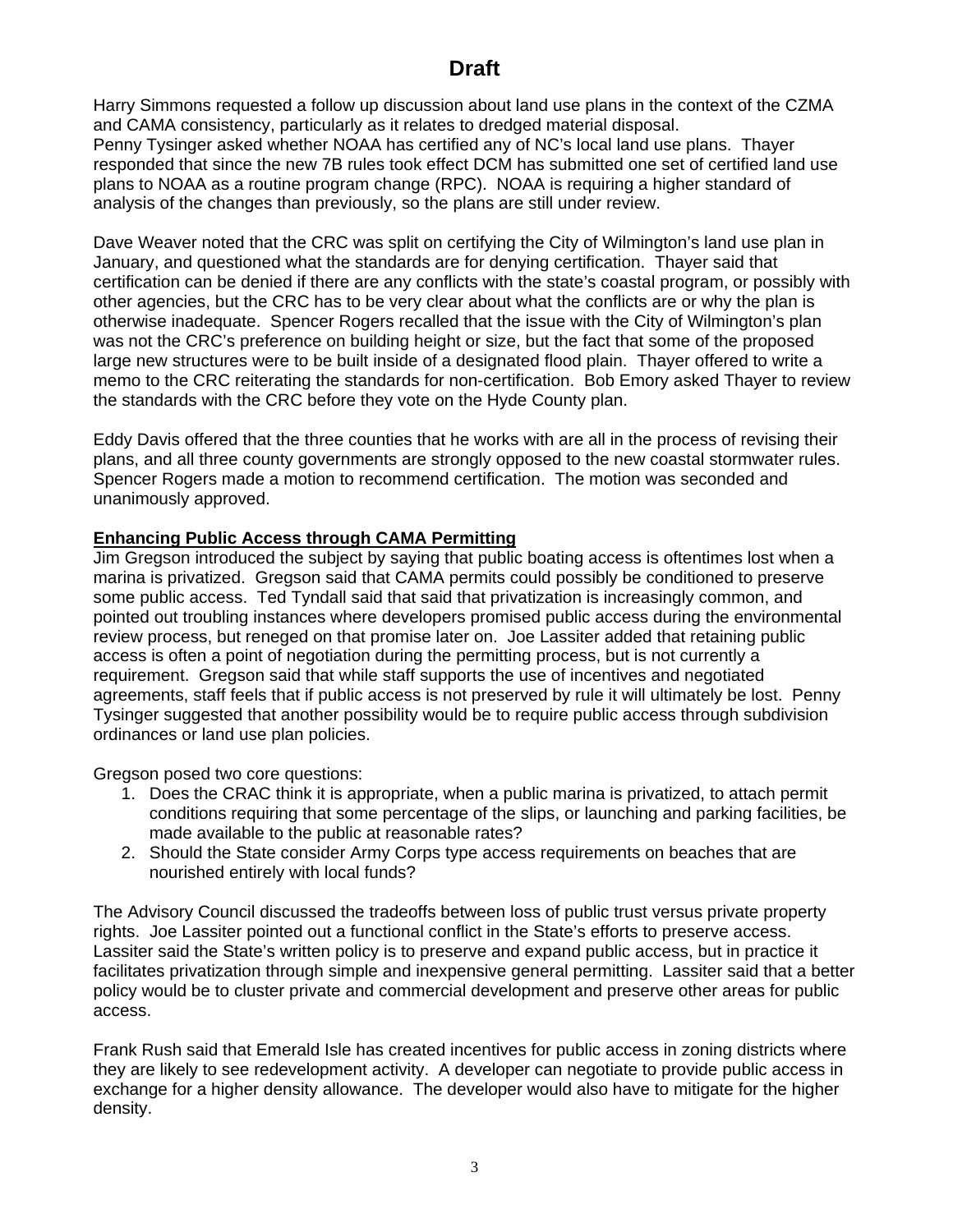# Draft

Harry Simmons requested a follow up discussion about land use plans in the context of the CZMA and CAMA consistency, particularly as it relates to dredged material disposal.
Penny Tysinger asked whether NOAA has certified any of NC's local land use plans. Thayer responded that since the new 7B rules took effect DCM has submitted one set of certified land use plans to NOAA as a routine program change (RPC). NOAA is requiring a higher standard of analysis of the changes than previously, so the plans are still under review.

Dave Weaver noted that the CRC was split on certifying the City of Wilmington's land use plan in January, and questioned what the standards are for denying certification. Thayer said that certification can be denied if there are any conflicts with the state's coastal program, or possibly with other agencies, but the CRC has to be very clear about what the conflicts are or why the plan is otherwise inadequate. Spencer Rogers recalled that the issue with the City of Wilmington's plan was not the CRC's preference on building height or size, but the fact that some of the proposed large new structures were to be built inside of a designated flood plain. Thayer offered to write a memo to the CRC reiterating the standards for non-certification. Bob Emory asked Thayer to review the standards with the CRC before they vote on the Hyde County plan.

Eddy Davis offered that the three counties that he works with are all in the process of revising their plans, and all three county governments are strongly opposed to the new coastal stormwater rules. Spencer Rogers made a motion to recommend certification. The motion was seconded and unanimously approved.

**Enhancing Public Access through CAMA Permitting**

Jim Gregson introduced the subject by saying that public boating access is oftentimes lost when a marina is privatized. Gregson said that CAMA permits could possibly be conditioned to preserve some public access. Ted Tyndall said that said that privatization is increasingly common, and pointed out troubling instances where developers promised public access during the environmental review process, but reneged on that promise later on. Joe Lassiter added that retaining public access is often a point of negotiation during the permitting process, but is not currently a requirement. Gregson said that while staff supports the use of incentives and negotiated agreements, staff feels that if public access is not preserved by rule it will ultimately be lost. Penny Tysinger suggested that another possibility would be to require public access through subdivision ordinances or land use plan policies.

Gregson posed two core questions:

1. Does the CRAC think it is appropriate, when a public marina is privatized, to attach permit conditions requiring that some percentage of the slips, or launching and parking facilities, be made available to the public at reasonable rates?
2. Should the State consider Army Corps type access requirements on beaches that are nourished entirely with local funds?

The Advisory Council discussed the tradeoffs between loss of public trust versus private property rights. Joe Lassiter pointed out a functional conflict in the State's efforts to preserve access. Lassiter said the State's written policy is to preserve and expand public access, but in practice it facilitates privatization through simple and inexpensive general permitting. Lassiter said that a better policy would be to cluster private and commercial development and preserve other areas for public access.

Frank Rush said that Emerald Isle has created incentives for public access in zoning districts where they are likely to see redevelopment activity. A developer can negotiate to provide public access in exchange for a higher density allowance. The developer would also have to mitigate for the higher density.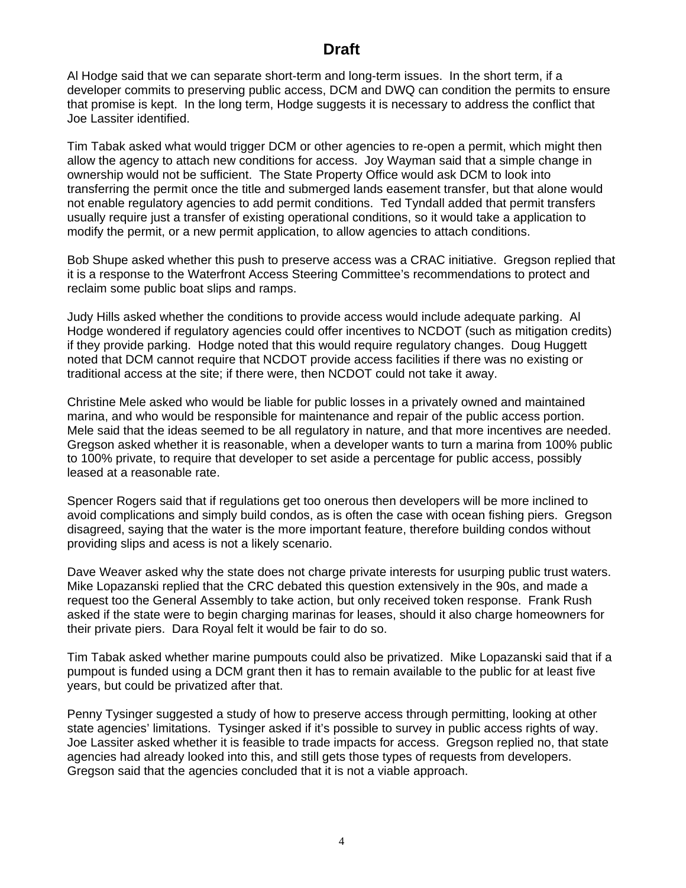# Draft

Al Hodge said that we can separate short-term and long-term issues. In the short term, if a developer commits to preserving public access, DCM and DWQ can condition the permits to ensure that promise is kept. In the long term, Hodge suggests it is necessary to address the conflict that Joe Lassiter identified.

Tim Tabak asked what would trigger DCM or other agencies to re-open a permit, which might then allow the agency to attach new conditions for access. Joy Wayman said that a simple change in ownership would not be sufficient. The State Property Office would ask DCM to look into transferring the permit once the title and submerged lands easement transfer, but that alone would not enable regulatory agencies to add permit conditions. Ted Tyndall added that permit transfers usually require just a transfer of existing operational conditions, so it would take a application to modify the permit, or a new permit application, to allow agencies to attach conditions.

Bob Shupe asked whether this push to preserve access was a CRAC initiative. Gregson replied that it is a response to the Waterfront Access Steering Committee's recommendations to protect and reclaim some public boat slips and ramps.

Judy Hills asked whether the conditions to provide access would include adequate parking. Al Hodge wondered if regulatory agencies could offer incentives to NCDOT (such as mitigation credits) if they provide parking. Hodge noted that this would require regulatory changes. Doug Huggett noted that DCM cannot require that NCDOT provide access facilities if there was no existing or traditional access at the site; if there were, then NCDOT could not take it away.

Christine Mele asked who would be liable for public losses in a privately owned and maintained marina, and who would be responsible for maintenance and repair of the public access portion. Mele said that the ideas seemed to be all regulatory in nature, and that more incentives are needed. Gregson asked whether it is reasonable, when a developer wants to turn a marina from 100% public to 100% private, to require that developer to set aside a percentage for public access, possibly leased at a reasonable rate.

Spencer Rogers said that if regulations get too onerous then developers will be more inclined to avoid complications and simply build condos, as is often the case with ocean fishing piers. Gregson disagreed, saying that the water is the more important feature, therefore building condos without providing slips and acess is not a likely scenario.

Dave Weaver asked why the state does not charge private interests for usurping public trust waters. Mike Lopazanski replied that the CRC debated this question extensively in the 90s, and made a request too the General Assembly to take action, but only received token response. Frank Rush asked if the state were to begin charging marinas for leases, should it also charge homeowners for their private piers. Dara Royal felt it would be fair to do so.

Tim Tabak asked whether marine pumpouts could also be privatized. Mike Lopazanski said that if a pumpout is funded using a DCM grant then it has to remain available to the public for at least five years, but could be privatized after that.

Penny Tysinger suggested a study of how to preserve access through permitting, looking at other state agencies' limitations. Tysinger asked if it's possible to survey in public access rights of way. Joe Lassiter asked whether it is feasible to trade impacts for access. Gregson replied no, that state agencies had already looked into this, and still gets those types of requests from developers. Gregson said that the agencies concluded that it is not a viable approach.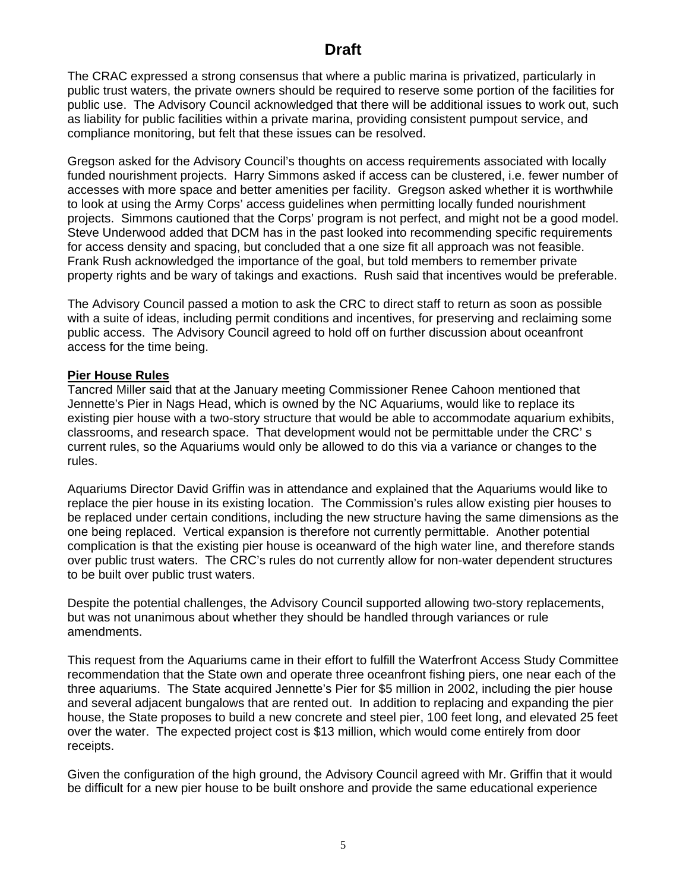# Draft

The CRAC expressed a strong consensus that where a public marina is privatized, particularly in public trust waters, the private owners should be required to reserve some portion of the facilities for public use. The Advisory Council acknowledged that there will be additional issues to work out, such as liability for public facilities within a private marina, providing consistent pumpout service, and compliance monitoring, but felt that these issues can be resolved.

Gregson asked for the Advisory Council's thoughts on access requirements associated with locally funded nourishment projects. Harry Simmons asked if access can be clustered, i.e. fewer number of accesses with more space and better amenities per facility. Gregson asked whether it is worthwhile to look at using the Army Corps' access guidelines when permitting locally funded nourishment projects. Simmons cautioned that the Corps' program is not perfect, and might not be a good model. Steve Underwood added that DCM has in the past looked into recommending specific requirements for access density and spacing, but concluded that a one size fit all approach was not feasible. Frank Rush acknowledged the importance of the goal, but told members to remember private property rights and be wary of takings and exactions. Rush said that incentives would be preferable.

The Advisory Council passed a motion to ask the CRC to direct staff to return as soon as possible with a suite of ideas, including permit conditions and incentives, for preserving and reclaiming some public access. The Advisory Council agreed to hold off on further discussion about oceanfront access for the time being.

**Pier House Rules**

Tancred Miller said that at the January meeting Commissioner Renee Cahoon mentioned that Jennette's Pier in Nags Head, which is owned by the NC Aquariums, would like to replace its existing pier house with a two-story structure that would be able to accommodate aquarium exhibits, classrooms, and research space. That development would not be permittable under the CRC' s current rules, so the Aquariums would only be allowed to do this via a variance or changes to the rules.

Aquariums Director David Griffin was in attendance and explained that the Aquariums would like to replace the pier house in its existing location. The Commission's rules allow existing pier houses to be replaced under certain conditions, including the new structure having the same dimensions as the one being replaced. Vertical expansion is therefore not currently permittable. Another potential complication is that the existing pier house is oceanward of the high water line, and therefore stands over public trust waters. The CRC's rules do not currently allow for non-water dependent structures to be built over public trust waters.

Despite the potential challenges, the Advisory Council supported allowing two-story replacements, but was not unanimous about whether they should be handled through variances or rule amendments.

This request from the Aquariums came in their effort to fulfill the Waterfront Access Study Committee recommendation that the State own and operate three oceanfront fishing piers, one near each of the three aquariums. The State acquired Jennette's Pier for $5 million in 2002, including the pier house and several adjacent bungalows that are rented out. In addition to replacing and expanding the pier house, the State proposes to build a new concrete and steel pier, 100 feet long, and elevated 25 feet over the water. The expected project cost is $13 million, which would come entirely from door receipts.

Given the configuration of the high ground, the Advisory Council agreed with Mr. Griffin that it would be difficult for a new pier house to be built onshore and provide the same educational experience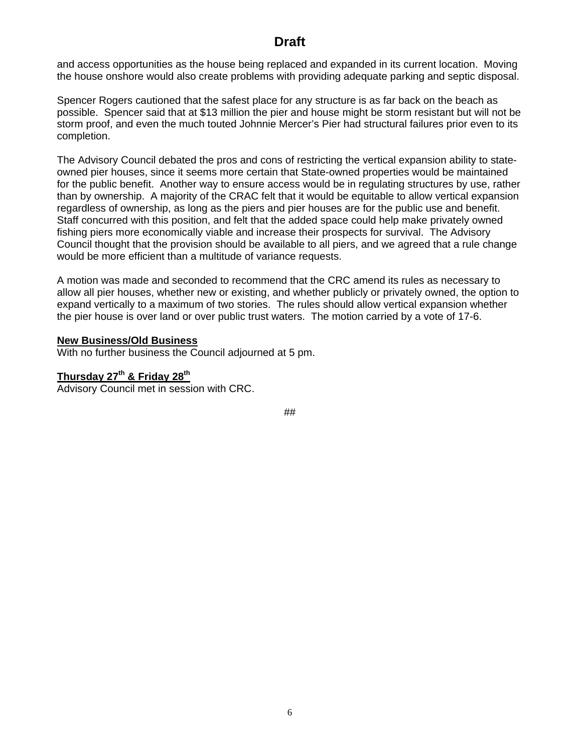# Draft

and access opportunities as the house being replaced and expanded in its current location. Moving the house onshore would also create problems with providing adequate parking and septic disposal.

Spencer Rogers cautioned that the safest place for any structure is as far back on the beach as possible. Spencer said that at $13 million the pier and house might be storm resistant but will not be storm proof, and even the much touted Johnnie Mercer's Pier had structural failures prior even to its completion.

The Advisory Council debated the pros and cons of restricting the vertical expansion ability to state-owned pier houses, since it seems more certain that State-owned properties would be maintained for the public benefit. Another way to ensure access would be in regulating structures by use, rather than by ownership. A majority of the CRAC felt that it would be equitable to allow vertical expansion regardless of ownership, as long as the piers and pier houses are for the public use and benefit. Staff concurred with this position, and felt that the added space could help make privately owned fishing piers more economically viable and increase their prospects for survival. The Advisory Council thought that the provision should be available to all piers, and we agreed that a rule change would be more efficient than a multitude of variance requests.

A motion was made and seconded to recommend that the CRC amend its rules as necessary to allow all pier houses, whether new or existing, and whether publicly or privately owned, the option to expand vertically to a maximum of two stories. The rules should allow vertical expansion whether the pier house is over land or over public trust waters. The motion carried by a vote of 17-6.

**New Business/Old Business**

With no further business the Council adjourned at 5 pm.

**Thursday 27th & Friday 28th**

Advisory Council met in session with CRC.

##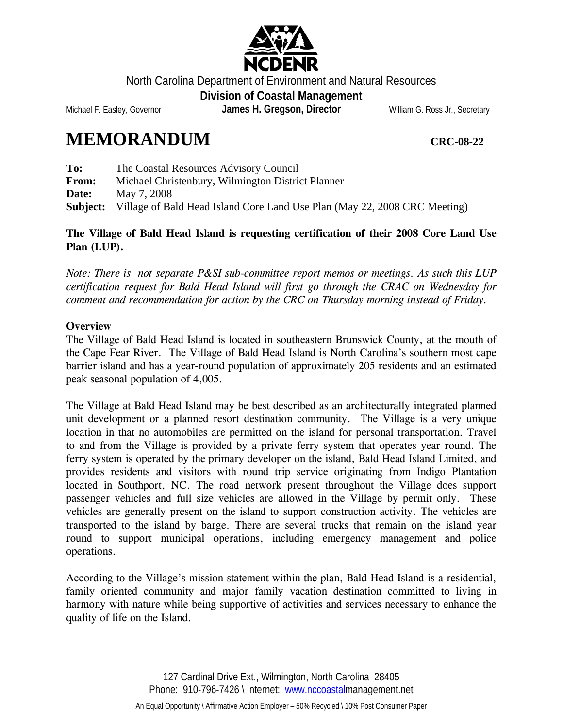NCDENR

North Carolina Department of Environment and Natural Resources

**Division of Coastal Management**

Michael F. Easley, Governor **James H. Gregson, Director** William G. Ross Jr., Secretary

# MEMORANDUM

**CRC-08-22**

**To:** The Coastal Resources Advisory Council
**From:** Michael Christenbury, Wilmington District Planner
**Date:** May 7, 2008
**Subject:** Village of Bald Head Island Core Land Use Plan (May 22, 2008 CRC Meeting)

**The Village of Bald Head Island is requesting certification of their 2008 Core Land Use Plan (LUP).**

*Note: There is not separate P&SI sub-committee report memos or meetings. As such this LUP certification request for Bald Head Island will first go through the CRAC on Wednesday for comment and recommendation for action by the CRC on Thursday morning instead of Friday.*

**Overview**

The Village of Bald Head Island is located in southeastern Brunswick County, at the mouth of the Cape Fear River. The Village of Bald Head Island is North Carolina's southern most cape barrier island and has a year-round population of approximately 205 residents and an estimated peak seasonal population of 4,005.

The Village at Bald Head Island may be best described as an architecturally integrated planned unit development or a planned resort destination community. The Village is a very unique location in that no automobiles are permitted on the island for personal transportation. Travel to and from the Village is provided by a private ferry system that operates year round. The ferry system is operated by the primary developer on the island, Bald Head Island Limited, and provides residents and visitors with round trip service originating from Indigo Plantation located in Southport, NC. The road network present throughout the Village does support passenger vehicles and full size vehicles are allowed in the Village by permit only. These vehicles are generally present on the island to support construction activity. The vehicles are transported to the island by barge. There are several trucks that remain on the island year round to support municipal operations, including emergency management and police operations.

According to the Village's mission statement within the plan, Bald Head Island is a residential, family oriented community and major family vacation destination committed to living in harmony with nature while being supportive of activities and services necessary to enhance the quality of life on the Island.

127 Cardinal Drive Ext., Wilmington, North Carolina 28405
Phone: 910-796-7426 \ Internet: www.nccoastalmanagement.net

An Equal Opportunity \ Affirmative Action Employer – 50% Recycled \ 10% Post Consumer Paper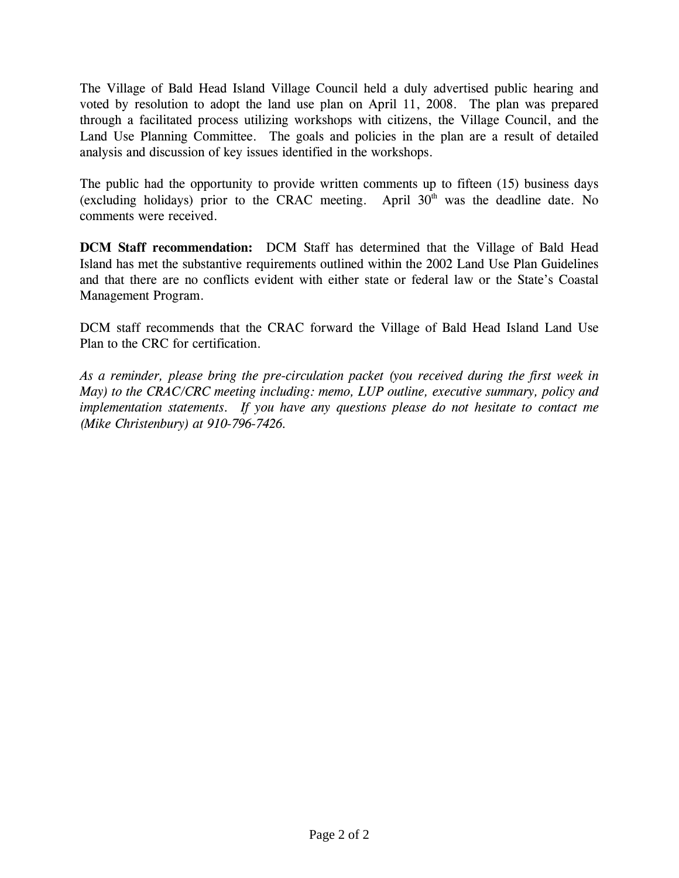The Village of Bald Head Island Village Council held a duly advertised public hearing and voted by resolution to adopt the land use plan on April 11, 2008. The plan was prepared through a facilitated process utilizing workshops with citizens, the Village Council, and the Land Use Planning Committee. The goals and policies in the plan are a result of detailed analysis and discussion of key issues identified in the workshops.

The public had the opportunity to provide written comments up to fifteen (15) business days (excluding holidays) prior to the CRAC meeting. April 30th was the deadline date. No comments were received.

**DCM Staff recommendation:** DCM Staff has determined that the Village of Bald Head Island has met the substantive requirements outlined within the 2002 Land Use Plan Guidelines and that there are no conflicts evident with either state or federal law or the State's Coastal Management Program.

DCM staff recommends that the CRAC forward the Village of Bald Head Island Land Use Plan to the CRC for certification.

*As a reminder, please bring the pre-circulation packet (you received during the first week in May) to the CRAC/CRC meeting including: memo, LUP outline, executive summary, policy and implementation statements. If you have any questions please do not hesitate to contact me (Mike Christenbury) at 910-796-7426.*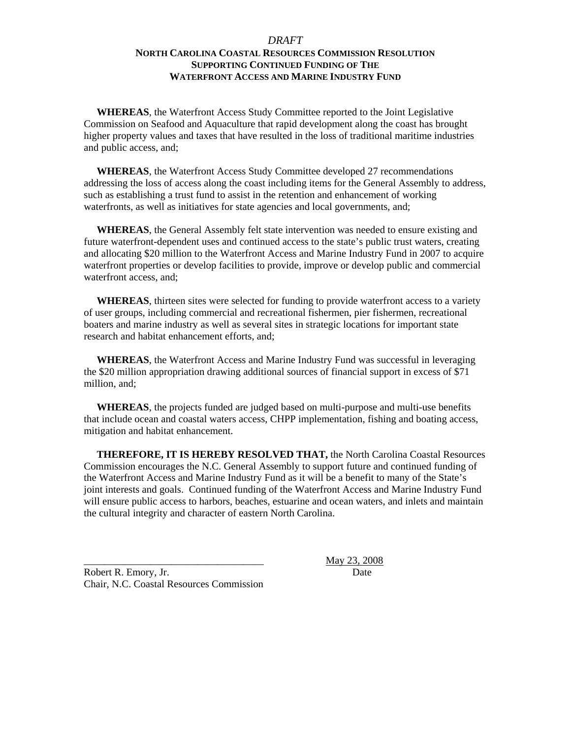*DRAFT*

# NORTH CAROLINA COASTAL RESOURCES COMMISSION RESOLUTION SUPPORTING CONTINUED FUNDING OF THE WATERFRONT ACCESS AND MARINE INDUSTRY FUND

**WHEREAS**, the Waterfront Access Study Committee reported to the Joint Legislative Commission on Seafood and Aquaculture that rapid development along the coast has brought higher property values and taxes that have resulted in the loss of traditional maritime industries and public access, and;

**WHEREAS**, the Waterfront Access Study Committee developed 27 recommendations addressing the loss of access along the coast including items for the General Assembly to address, such as establishing a trust fund to assist in the retention and enhancement of working waterfronts, as well as initiatives for state agencies and local governments, and;

**WHEREAS**, the General Assembly felt state intervention was needed to ensure existing and future waterfront-dependent uses and continued access to the state's public trust waters, creating and allocating $20 million to the Waterfront Access and Marine Industry Fund in 2007 to acquire waterfront properties or develop facilities to provide, improve or develop public and commercial waterfront access, and;

**WHEREAS**, thirteen sites were selected for funding to provide waterfront access to a variety of user groups, including commercial and recreational fishermen, pier fishermen, recreational boaters and marine industry as well as several sites in strategic locations for important state research and habitat enhancement efforts, and;

**WHEREAS**, the Waterfront Access and Marine Industry Fund was successful in leveraging the $20 million appropriation drawing additional sources of financial support in excess of $71 million, and;

**WHEREAS**, the projects funded are judged based on multi-purpose and multi-use benefits that include ocean and coastal waters access, CHPP implementation, fishing and boating access, mitigation and habitat enhancement.

**THEREFORE, IT IS HEREBY RESOLVED THAT,** the North Carolina Coastal Resources Commission encourages the N.C. General Assembly to support future and continued funding of the Waterfront Access and Marine Industry Fund as it will be a benefit to many of the State's joint interests and goals. Continued funding of the Waterfront Access and Marine Industry Fund will ensure public access to harbors, beaches, estuarine and ocean waters, and inlets and maintain the cultural integrity and character of eastern North Carolina.

___________________________________ May 23, 2008

Robert R. Emory, Jr. Date

Chair, N.C. Coastal Resources Commission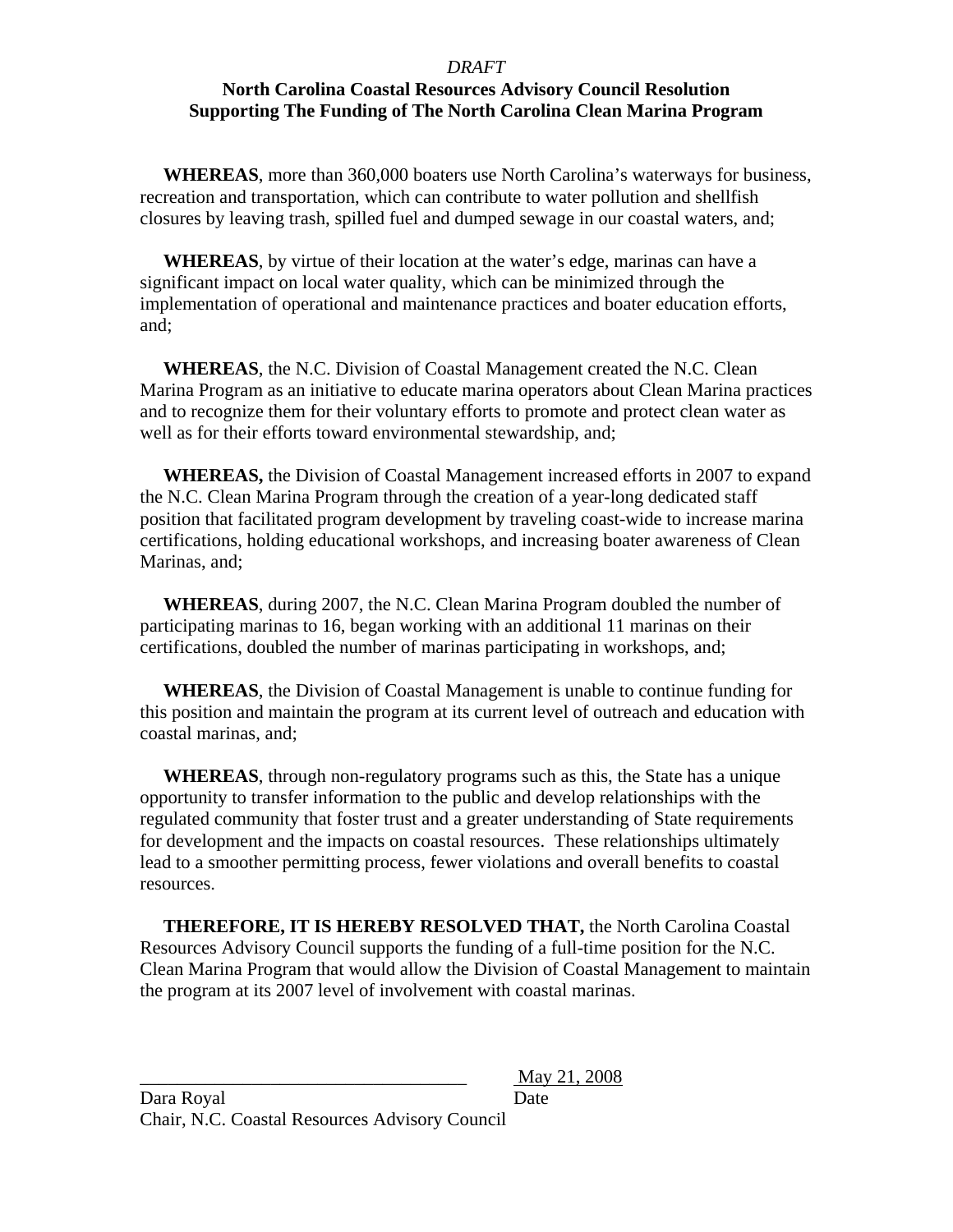*DRAFT*

**North Carolina Coastal Resources Advisory Council Resolution Supporting The Funding of The North Carolina Clean Marina Program**

**WHEREAS**, more than 360,000 boaters use North Carolina's waterways for business, recreation and transportation, which can contribute to water pollution and shellfish closures by leaving trash, spilled fuel and dumped sewage in our coastal waters, and;

**WHEREAS**, by virtue of their location at the water's edge, marinas can have a significant impact on local water quality, which can be minimized through the implementation of operational and maintenance practices and boater education efforts, and;

**WHEREAS**, the N.C. Division of Coastal Management created the N.C. Clean Marina Program as an initiative to educate marina operators about Clean Marina practices and to recognize them for their voluntary efforts to promote and protect clean water as well as for their efforts toward environmental stewardship, and;

**WHEREAS,** the Division of Coastal Management increased efforts in 2007 to expand the N.C. Clean Marina Program through the creation of a year-long dedicated staff position that facilitated program development by traveling coast-wide to increase marina certifications, holding educational workshops, and increasing boater awareness of Clean Marinas, and;

**WHEREAS**, during 2007, the N.C. Clean Marina Program doubled the number of participating marinas to 16, began working with an additional 11 marinas on their certifications, doubled the number of marinas participating in workshops, and;

**WHEREAS**, the Division of Coastal Management is unable to continue funding for this position and maintain the program at its current level of outreach and education with coastal marinas, and;

**WHEREAS**, through non-regulatory programs such as this, the State has a unique opportunity to transfer information to the public and develop relationships with the regulated community that foster trust and a greater understanding of State requirements for development and the impacts on coastal resources. These relationships ultimately lead to a smoother permitting process, fewer violations and overall benefits to coastal resources.

**THEREFORE, IT IS HEREBY RESOLVED THAT,** the North Carolina Coastal Resources Advisory Council supports the funding of a full-time position for the N.C. Clean Marina Program that would allow the Division of Coastal Management to maintain the program at its 2007 level of involvement with coastal marinas.

\_\_\_\_\_\_\_\_\_\_\_\_\_\_\_\_\_\_\_\_\_\_\_\_\_\_\_\_\_\_\_\_\_\_\_\_ May 21, 2008

Dara Royal — Date

Chair, N.C. Coastal Resources Advisory Council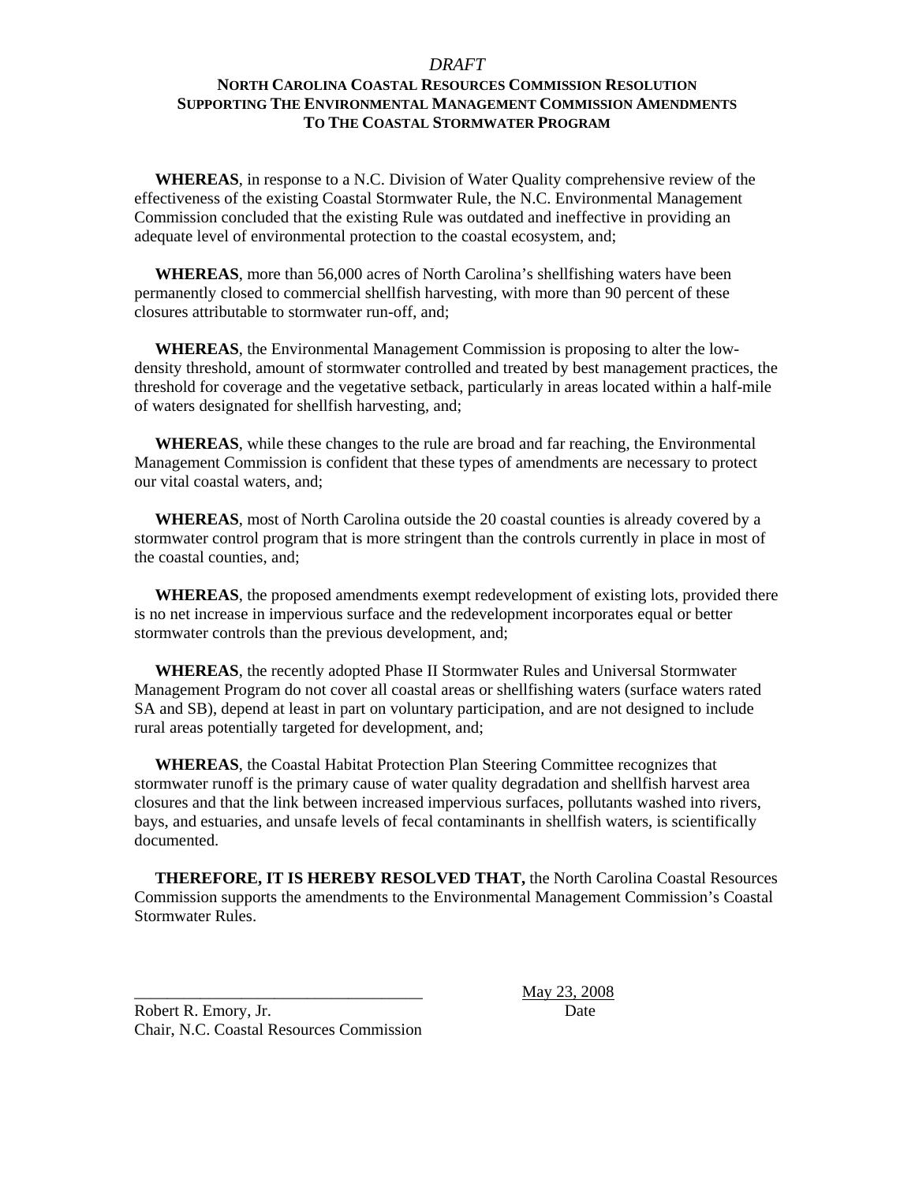*DRAFT*

**NORTH CAROLINA COASTAL RESOURCES COMMISSION RESOLUTION SUPPORTING THE ENVIRONMENTAL MANAGEMENT COMMISSION AMENDMENTS TO THE COASTAL STORMWATER PROGRAM**

**WHEREAS**, in response to a N.C. Division of Water Quality comprehensive review of the effectiveness of the existing Coastal Stormwater Rule, the N.C. Environmental Management Commission concluded that the existing Rule was outdated and ineffective in providing an adequate level of environmental protection to the coastal ecosystem, and;

**WHEREAS**, more than 56,000 acres of North Carolina's shellfishing waters have been permanently closed to commercial shellfish harvesting, with more than 90 percent of these closures attributable to stormwater run-off, and;

**WHEREAS**, the Environmental Management Commission is proposing to alter the low-density threshold, amount of stormwater controlled and treated by best management practices, the threshold for coverage and the vegetative setback, particularly in areas located within a half-mile of waters designated for shellfish harvesting, and;

**WHEREAS**, while these changes to the rule are broad and far reaching, the Environmental Management Commission is confident that these types of amendments are necessary to protect our vital coastal waters, and;

**WHEREAS**, most of North Carolina outside the 20 coastal counties is already covered by a stormwater control program that is more stringent than the controls currently in place in most of the coastal counties, and;

**WHEREAS**, the proposed amendments exempt redevelopment of existing lots, provided there is no net increase in impervious surface and the redevelopment incorporates equal or better stormwater controls than the previous development, and;

**WHEREAS**, the recently adopted Phase II Stormwater Rules and Universal Stormwater Management Program do not cover all coastal areas or shellfishing waters (surface waters rated SA and SB), depend at least in part on voluntary participation, and are not designed to include rural areas potentially targeted for development, and;

**WHEREAS**, the Coastal Habitat Protection Plan Steering Committee recognizes that stormwater runoff is the primary cause of water quality degradation and shellfish harvest area closures and that the link between increased impervious surfaces, pollutants washed into rivers, bays, and estuaries, and unsafe levels of fecal contaminants in shellfish waters, is scientifically documented.

**THEREFORE, IT IS HEREBY RESOLVED THAT,** the North Carolina Coastal Resources Commission supports the amendments to the Environmental Management Commission's Coastal Stormwater Rules.

___________________________________ May 23, 2008

Robert R. Emory, Jr. Date

Chair, N.C. Coastal Resources Commission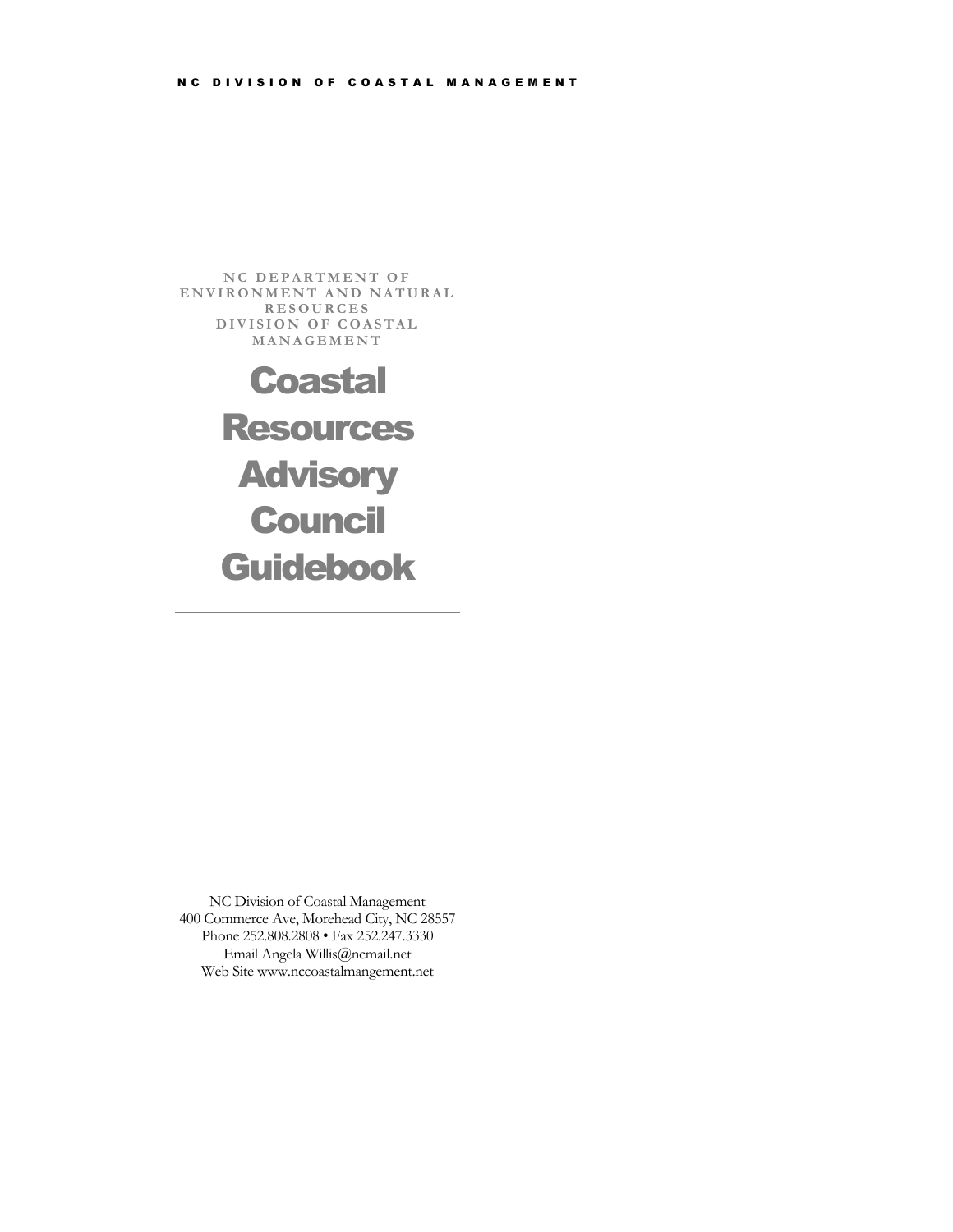NC DIVISION OF COASTAL MANAGEMENT

NC DEPARTMENT OF ENVIRONMENT AND NATURAL RESOURCES
DIVISION OF COASTAL MANAGEMENT

# Coastal Resources Advisory Council Guidebook

---

NC Division of Coastal Management
400 Commerce Ave, Morehead City, NC 28557
Phone 252.808.2808 • Fax 252.247.3330
Email Angela Willis@ncmail.net
Web Site www.nccoastalmangement.net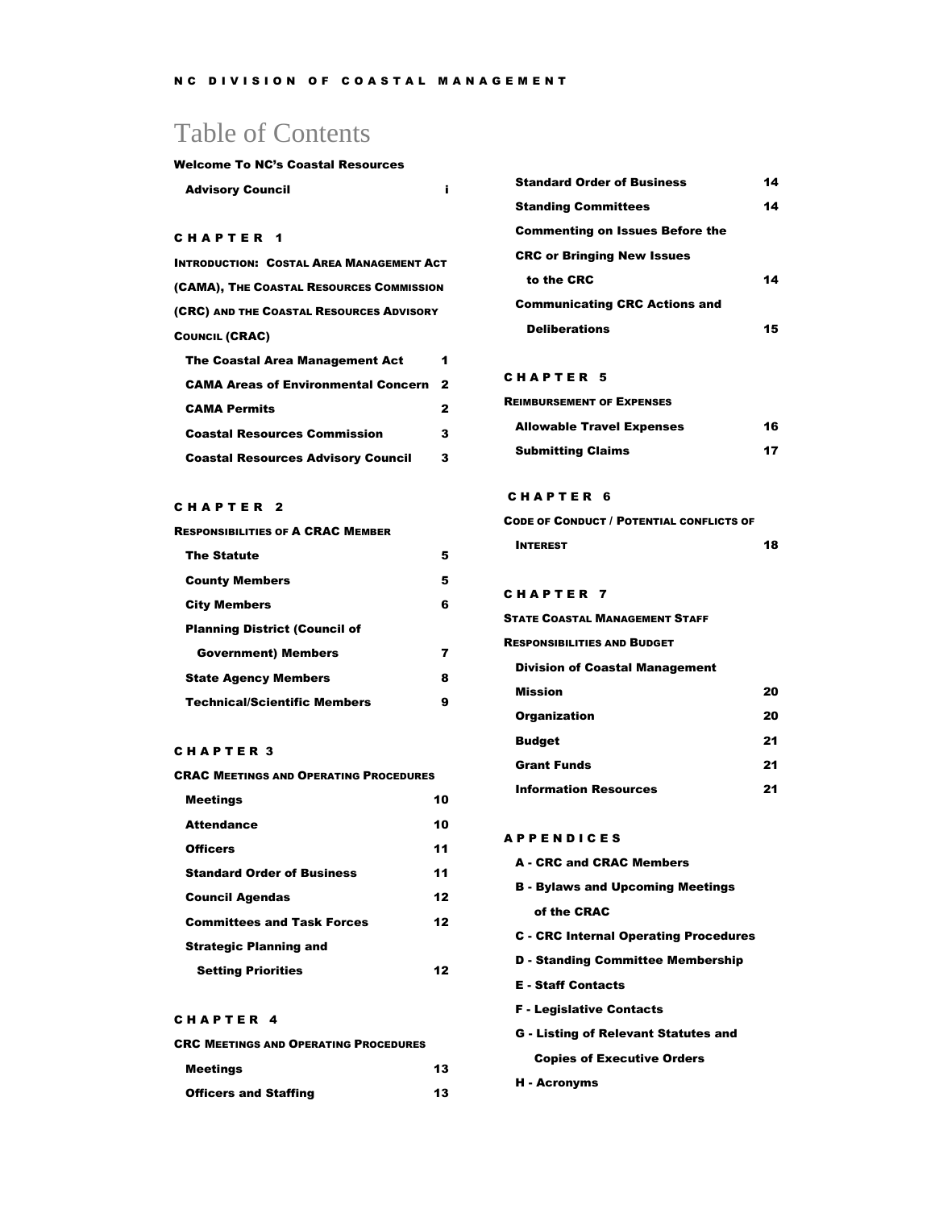# Table of Contents

**Welcome To NC's Coastal Resources Advisory Council** i

## CHAPTER 1

**INTRODUCTION: COSTAL AREA MANAGEMENT ACT (CAMA), THE COASTAL RESOURCES COMMISSION (CRC) AND THE COASTAL RESOURCES ADVISORY COUNCIL (CRAC)**

| | |
|---|---|
| The Coastal Area Management Act | 1 |
| CAMA Areas of Environmental Concern | 2 |
| CAMA Permits | 2 |
| Coastal Resources Commission | 3 |
| Coastal Resources Advisory Council | 3 |

## CHAPTER 2

**RESPONSIBILITIES OF A CRAC MEMBER**

| | |
|---|---|
| The Statute | 5 |
| County Members | 5 |
| City Members | 6 |
| Planning District (Council of Government) Members | 7 |
| State Agency Members | 8 |
| Technical/Scientific Members | 9 |

## CHAPTER 3

**CRAC MEETINGS AND OPERATING PROCEDURES**

| | |
|---|---|
| Meetings | 10 |
| Attendance | 10 |
| Officers | 11 |
| Standard Order of Business | 11 |
| Council Agendas | 12 |
| Committees and Task Forces | 12 |
| Strategic Planning and Setting Priorities | 12 |

## CHAPTER 4

**CRC MEETINGS AND OPERATING PROCEDURES**

| | |
|---|---|
| Meetings | 13 |
| Officers and Staffing | 13 |
| Standard Order of Business | 14 |
| Standing Committees | 14 |
| Commenting on Issues Before the CRC or Bringing New Issues to the CRC | 14 |
| Communicating CRC Actions and Deliberations | 15 |

## CHAPTER 5

**REIMBURSEMENT OF EXPENSES**

| | |
|---|---|
| Allowable Travel Expenses | 16 |
| Submitting Claims | 17 |

## CHAPTER 6

| | |
|---|---|
| **CODE OF CONDUCT / POTENTIAL CONFLICTS OF INTEREST** | 18 |

## CHAPTER 7

**STATE COASTAL MANAGEMENT STAFF RESPONSIBILITIES AND BUDGET**

**Division of Coastal Management**

| | |
|---|---|
| Mission | 20 |
| Organization | 20 |
| Budget | 21 |
| Grant Funds | 21 |
| Information Resources | 21 |

## APPENDICES

- A - CRC and CRAC Members
- B - Bylaws and Upcoming Meetings of the CRAC
- C - CRC Internal Operating Procedures
- D - Standing Committee Membership
- E - Staff Contacts
- F - Legislative Contacts
- G - Listing of Relevant Statutes and Copies of Executive Orders
- H - Acronyms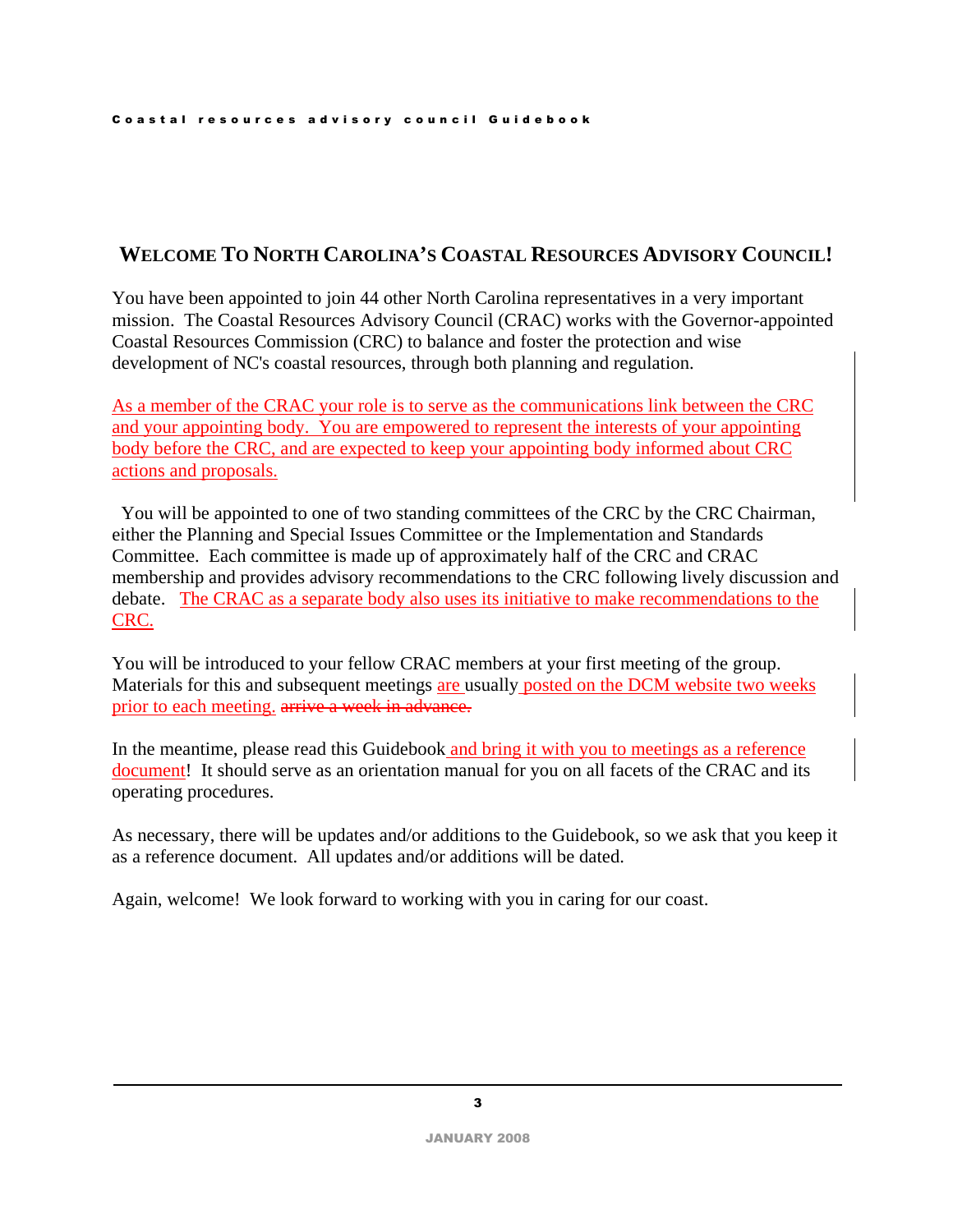## WELCOME TO NORTH CAROLINA'S COASTAL RESOURCES ADVISORY COUNCIL!

You have been appointed to join 44 other North Carolina representatives in a very important mission. The Coastal Resources Advisory Council (CRAC) works with the Governor-appointed Coastal Resources Commission (CRC) to balance and foster the protection and wise development of NC's coastal resources, through both planning and regulation.

As a member of the CRAC your role is to serve as the communications link between the CRC and your appointing body. You are empowered to represent the interests of your appointing body before the CRC, and are expected to keep your appointing body informed about CRC actions and proposals.

You will be appointed to one of two standing committees of the CRC by the CRC Chairman, either the Planning and Special Issues Committee or the Implementation and Standards Committee. Each committee is made up of approximately half of the CRC and CRAC membership and provides advisory recommendations to the CRC following lively discussion and debate. The CRAC as a separate body also uses its initiative to make recommendations to the CRC.

You will be introduced to your fellow CRAC members at your first meeting of the group. Materials for this and subsequent meetings are usually posted on the DCM website two weeks prior to each meeting. ~~arrive a week in advance.~~

In the meantime, please read this Guidebook and bring it with you to meetings as a reference document! It should serve as an orientation manual for you on all facets of the CRAC and its operating procedures.

As necessary, there will be updates and/or additions to the Guidebook, so we ask that you keep it as a reference document. All updates and/or additions will be dated.

Again, welcome! We look forward to working with you in caring for our coast.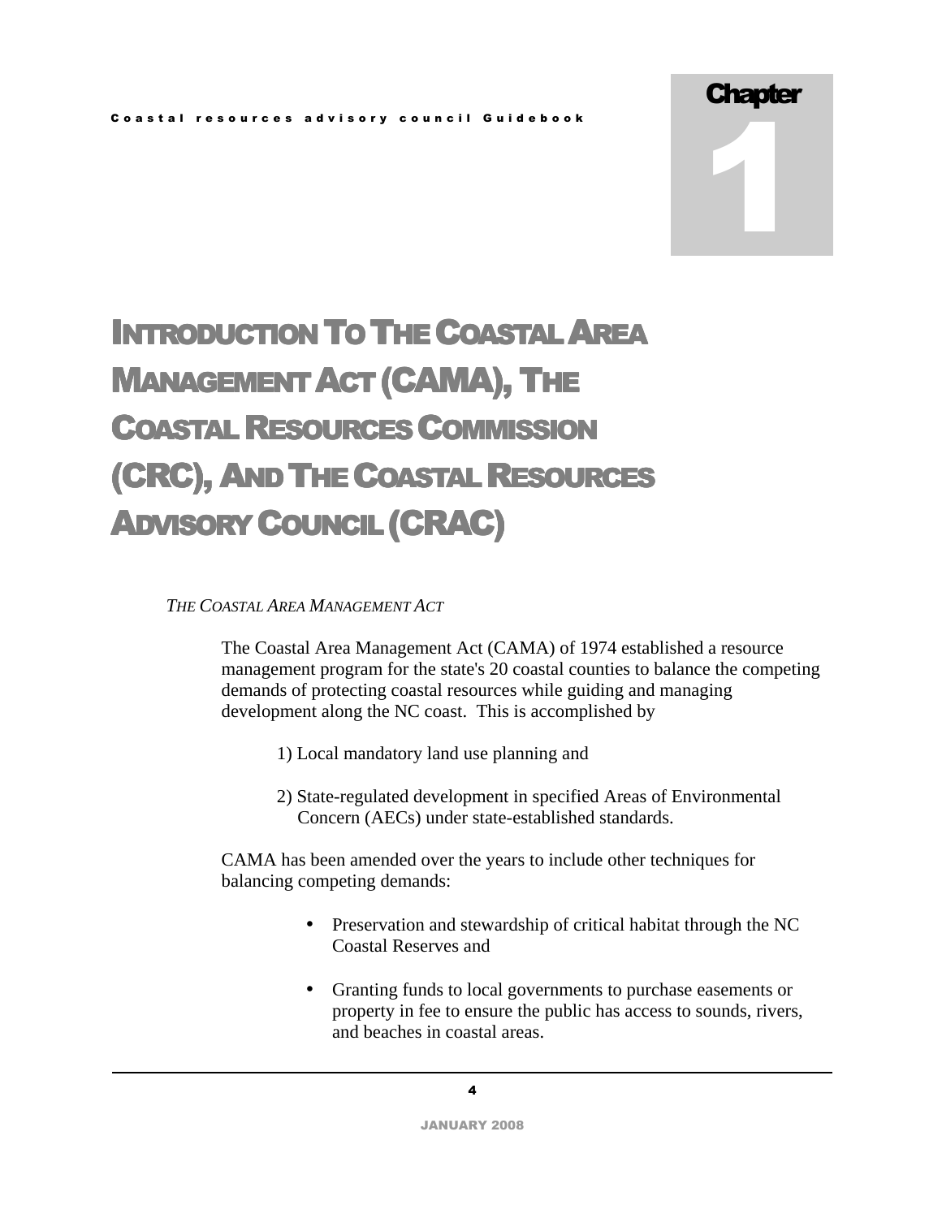# Chapter 1

# Introduction To The Coastal Area Management Act (CAMA), The Coastal Resources Commission (CRC), And The Coastal Resources Advisory Council (CRAC)

*The Coastal Area Management Act*

The Coastal Area Management Act (CAMA) of 1974 established a resource management program for the state's 20 coastal counties to balance the competing demands of protecting coastal resources while guiding and managing development along the NC coast. This is accomplished by

1) Local mandatory land use planning and

2) State-regulated development in specified Areas of Environmental Concern (AECs) under state-established standards.

CAMA has been amended over the years to include other techniques for balancing competing demands:

- Preservation and stewardship of critical habitat through the NC Coastal Reserves and
- Granting funds to local governments to purchase easements or property in fee to ensure the public has access to sounds, rivers, and beaches in coastal areas.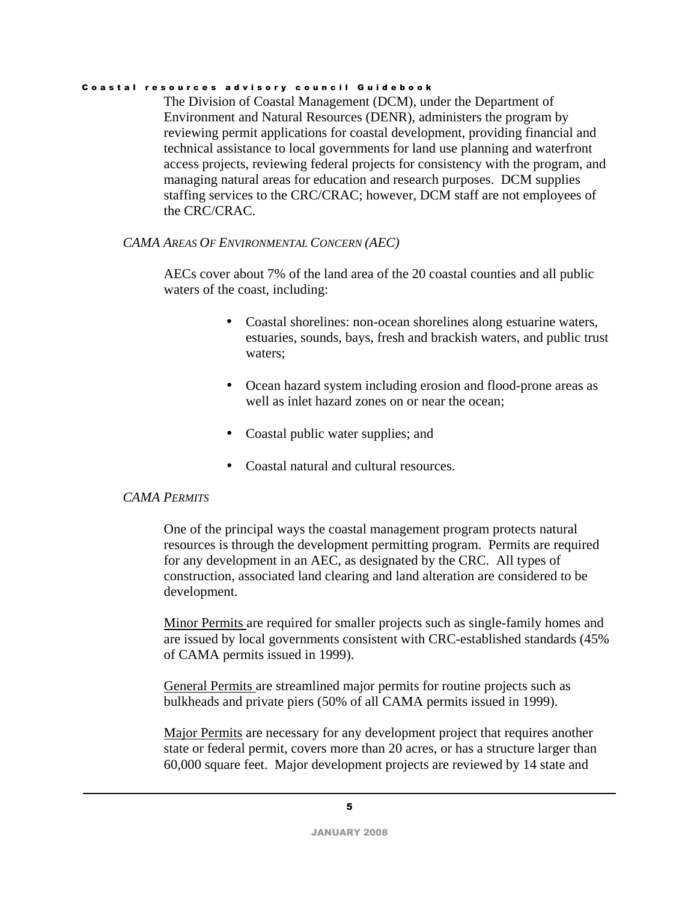The Division of Coastal Management (DCM), under the Department of Environment and Natural Resources (DENR), administers the program by reviewing permit applications for coastal development, providing financial and technical assistance to local governments for land use planning and waterfront access projects, reviewing federal projects for consistency with the program, and managing natural areas for education and research purposes. DCM supplies staffing services to the CRC/CRAC; however, DCM staff are not employees of the CRC/CRAC.

### *CAMA Areas Of Environmental Concern (AEC)*

AECs cover about 7% of the land area of the 20 coastal counties and all public waters of the coast, including:

- Coastal shorelines: non-ocean shorelines along estuarine waters, estuaries, sounds, bays, fresh and brackish waters, and public trust waters;
- Ocean hazard system including erosion and flood-prone areas as well as inlet hazard zones on or near the ocean;
- Coastal public water supplies; and
- Coastal natural and cultural resources.

### *CAMA Permits*

One of the principal ways the coastal management program protects natural resources is through the development permitting program. Permits are required for any development in an AEC, as designated by the CRC. All types of construction, associated land clearing and land alteration are considered to be development.

<u>Minor Permits</u> are required for smaller projects such as single-family homes and are issued by local governments consistent with CRC-established standards (45% of CAMA permits issued in 1999).

<u>General Permits</u> are streamlined major permits for routine projects such as bulkheads and private piers (50% of all CAMA permits issued in 1999).

<u>Major Permits</u> are necessary for any development project that requires another state or federal permit, covers more than 20 acres, or has a structure larger than 60,000 square feet. Major development projects are reviewed by 14 state and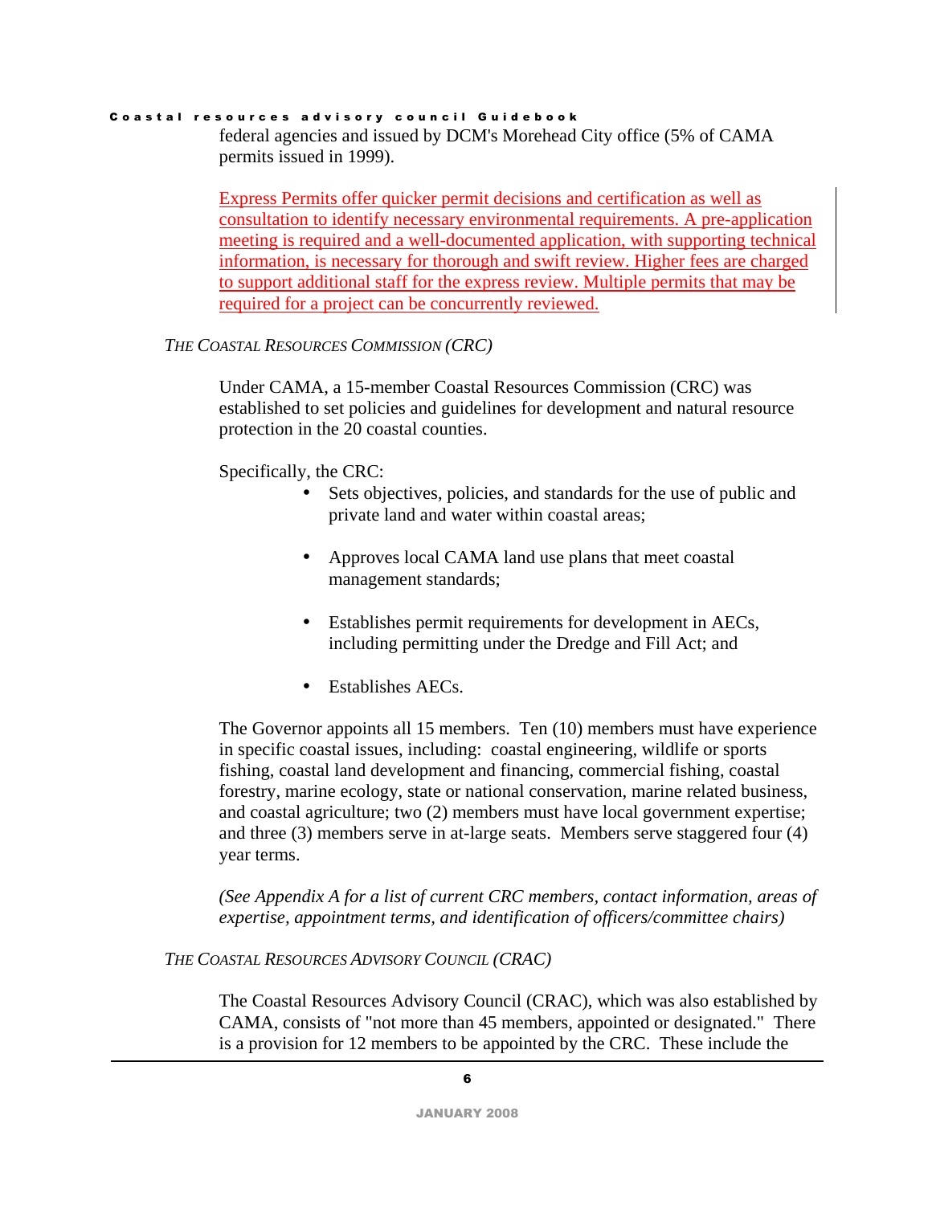federal agencies and issued by DCM's Morehead City office (5% of CAMA permits issued in 1999).

Express Permits offer quicker permit decisions and certification as well as consultation to identify necessary environmental requirements. A pre-application meeting is required and a well-documented application, with supporting technical information, is necessary for thorough and swift review. Higher fees are charged to support additional staff for the express review. Multiple permits that may be required for a project can be concurrently reviewed.

### *The Coastal Resources Commission (CRC)*

Under CAMA, a 15-member Coastal Resources Commission (CRC) was established to set policies and guidelines for development and natural resource protection in the 20 coastal counties.

Specifically, the CRC:

- Sets objectives, policies, and standards for the use of public and private land and water within coastal areas;
- Approves local CAMA land use plans that meet coastal management standards;
- Establishes permit requirements for development in AECs, including permitting under the Dredge and Fill Act; and
- Establishes AECs.

The Governor appoints all 15 members. Ten (10) members must have experience in specific coastal issues, including: coastal engineering, wildlife or sports fishing, coastal land development and financing, commercial fishing, coastal forestry, marine ecology, state or national conservation, marine related business, and coastal agriculture; two (2) members must have local government expertise; and three (3) members serve in at-large seats. Members serve staggered four (4) year terms.

*(See Appendix A for a list of current CRC members, contact information, areas of expertise, appointment terms, and identification of officers/committee chairs)*

### *The Coastal Resources Advisory Council (CRAC)*

The Coastal Resources Advisory Council (CRAC), which was also established by CAMA, consists of "not more than 45 members, appointed or designated." There is a provision for 12 members to be appointed by the CRC. These include the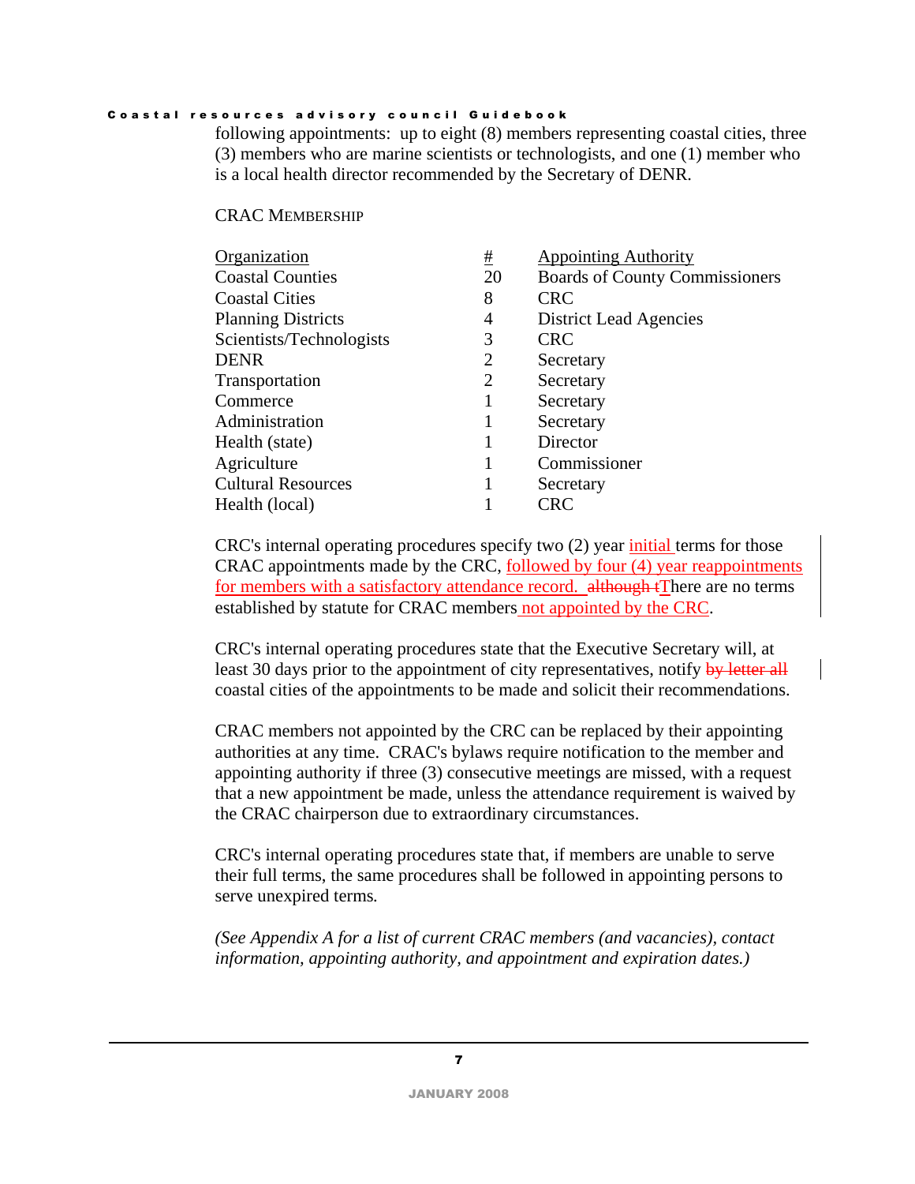following appointments: up to eight (8) members representing coastal cities, three (3) members who are marine scientists or technologists, and one (1) member who is a local health director recommended by the Secretary of DENR.

CRAC MEMBERSHIP

| Organization | # | Appointing Authority |
|---|---|---|
| Coastal Counties | 20 | Boards of County Commissioners |
| Coastal Cities | 8 | CRC |
| Planning Districts | 4 | District Lead Agencies |
| Scientists/Technologists | 3 | CRC |
| DENR | 2 | Secretary |
| Transportation | 2 | Secretary |
| Commerce | 1 | Secretary |
| Administration | 1 | Secretary |
| Health (state) | 1 | Director |
| Agriculture | 1 | Commissioner |
| Cultural Resources | 1 | Secretary |
| Health (local) | 1 | CRC |

CRC's internal operating procedures specify two (2) year initial terms for those CRAC appointments made by the CRC, followed by four (4) year reappointments for members with a satisfactory attendance record. ~~although t~~There are no terms established by statute for CRAC members not appointed by the CRC.

CRC's internal operating procedures state that the Executive Secretary will, at least 30 days prior to the appointment of city representatives, notify ~~by letter all~~ coastal cities of the appointments to be made and solicit their recommendations.

CRAC members not appointed by the CRC can be replaced by their appointing authorities at any time. CRAC's bylaws require notification to the member and appointing authority if three (3) consecutive meetings are missed, with a request that a new appointment be made, unless the attendance requirement is waived by the CRAC chairperson due to extraordinary circumstances.

CRC's internal operating procedures state that, if members are unable to serve their full terms, the same procedures shall be followed in appointing persons to serve unexpired terms.

*(See Appendix A for a list of current CRAC members (and vacancies), contact information, appointing authority, and appointment and expiration dates.)*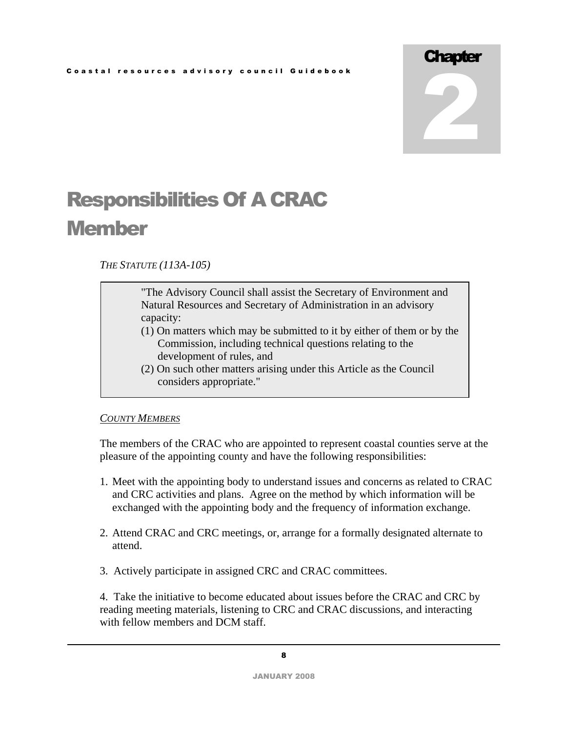# Chapter 2

# Responsibilities Of A CRAC Member

*THE STATUTE (113A-105)*

> "The Advisory Council shall assist the Secretary of Environment and Natural Resources and Secretary of Administration in an advisory capacity:
> (1) On matters which may be submitted to it by either of them or by the Commission, including technical questions relating to the development of rules, and
> (2) On such other matters arising under this Article as the Council considers appropriate."

*COUNTY MEMBERS*

The members of the CRAC who are appointed to represent coastal counties serve at the pleasure of the appointing county and have the following responsibilities:

1. Meet with the appointing body to understand issues and concerns as related to CRAC and CRC activities and plans. Agree on the method by which information will be exchanged with the appointing body and the frequency of information exchange.

2. Attend CRAC and CRC meetings, or, arrange for a formally designated alternate to attend.

3. Actively participate in assigned CRC and CRAC committees.

4. Take the initiative to become educated about issues before the CRAC and CRC by reading meeting materials, listening to CRC and CRAC discussions, and interacting with fellow members and DCM staff.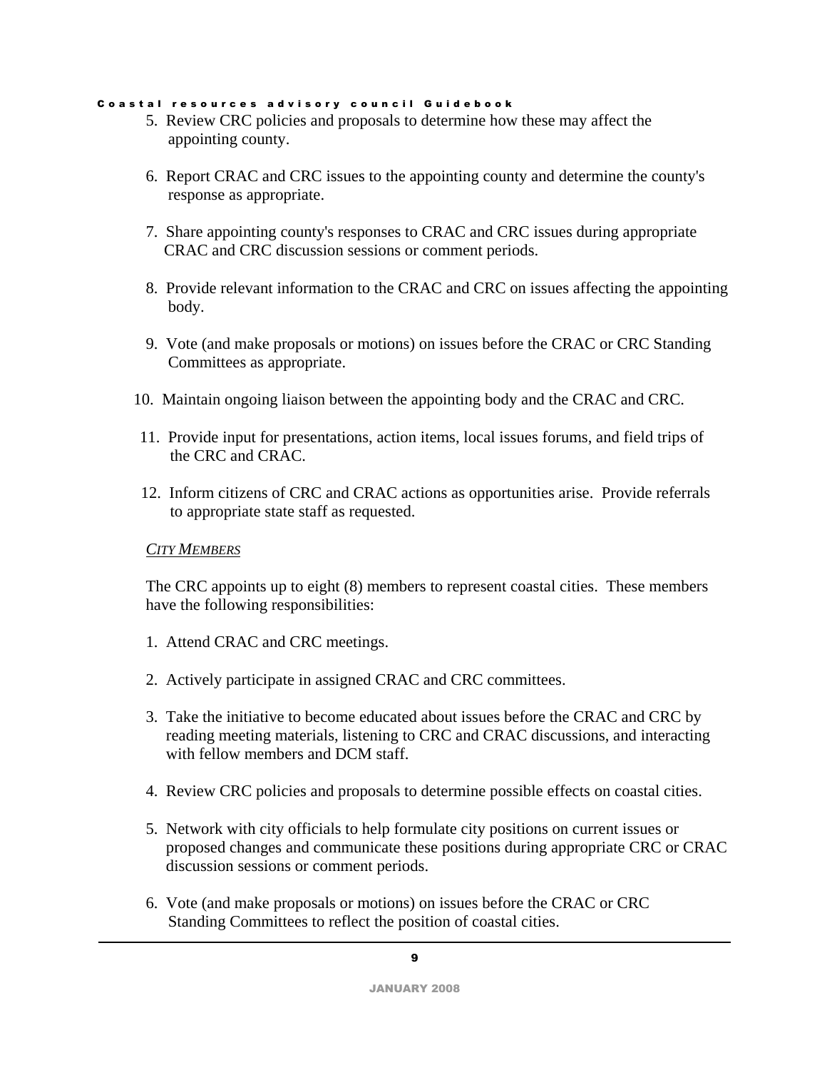5. Review CRC policies and proposals to determine how these may affect the appointing county.

6. Report CRAC and CRC issues to the appointing county and determine the county's response as appropriate.

7. Share appointing county's responses to CRAC and CRC issues during appropriate CRAC and CRC discussion sessions or comment periods.

8. Provide relevant information to the CRAC and CRC on issues affecting the appointing body.

9. Vote (and make proposals or motions) on issues before the CRAC or CRC Standing Committees as appropriate.

10. Maintain ongoing liaison between the appointing body and the CRAC and CRC.

11. Provide input for presentations, action items, local issues forums, and field trips of the CRC and CRAC.

12. Inform citizens of CRC and CRAC actions as opportunities arise. Provide referrals to appropriate state staff as requested.

*CITY MEMBERS*

The CRC appoints up to eight (8) members to represent coastal cities. These members have the following responsibilities:

1. Attend CRAC and CRC meetings.

2. Actively participate in assigned CRAC and CRC committees.

3. Take the initiative to become educated about issues before the CRAC and CRC by reading meeting materials, listening to CRC and CRAC discussions, and interacting with fellow members and DCM staff.

4. Review CRC policies and proposals to determine possible effects on coastal cities.

5. Network with city officials to help formulate city positions on current issues or proposed changes and communicate these positions during appropriate CRC or CRAC discussion sessions or comment periods.

6. Vote (and make proposals or motions) on issues before the CRAC or CRC Standing Committees to reflect the position of coastal cities.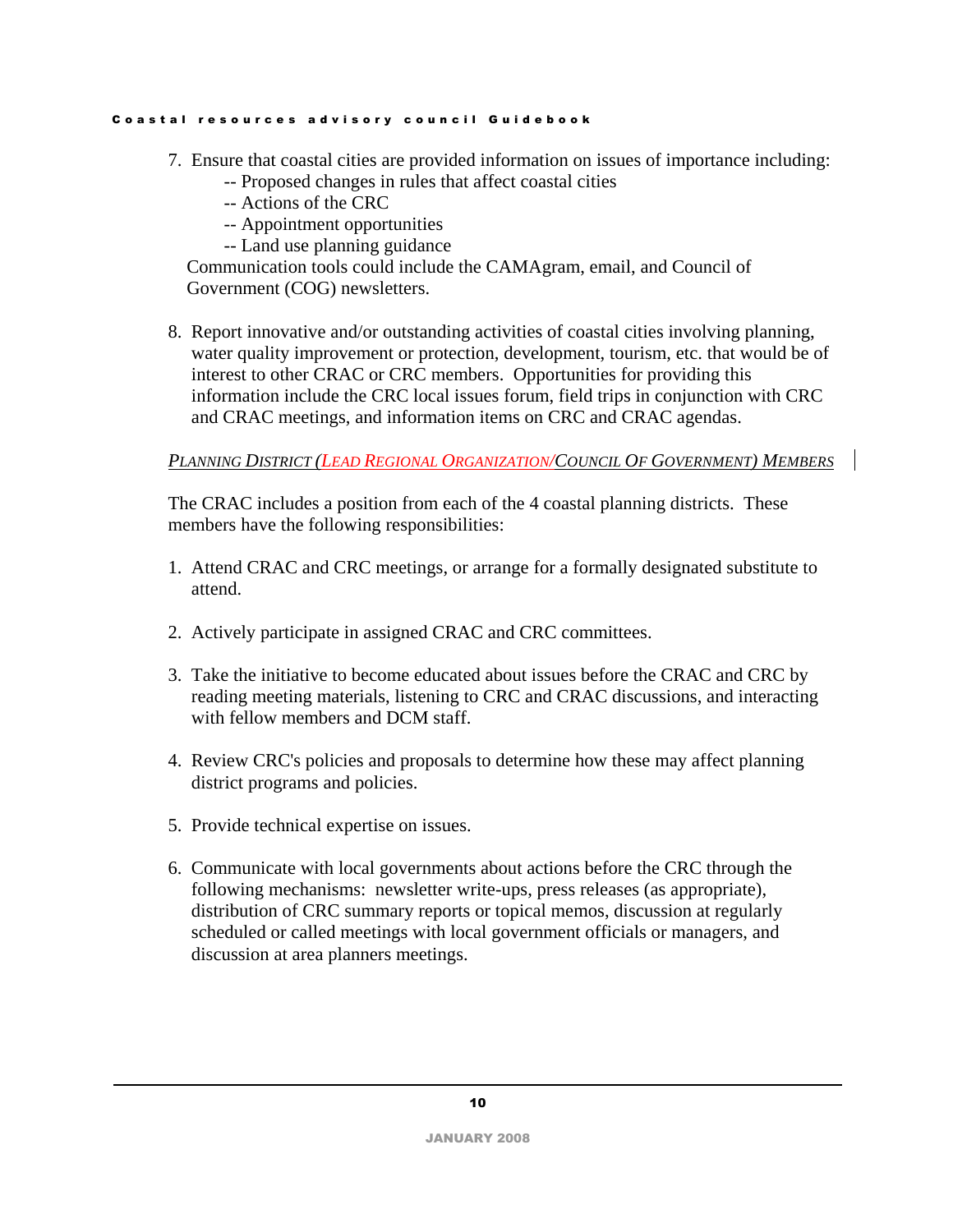7. Ensure that coastal cities are provided information on issues of importance including:
   - -- Proposed changes in rules that affect coastal cities
   - -- Actions of the CRC
   - -- Appointment opportunities
   - -- Land use planning guidance

   Communication tools could include the CAMAgram, email, and Council of Government (COG) newsletters.

8. Report innovative and/or outstanding activities of coastal cities involving planning, water quality improvement or protection, development, tourism, etc. that would be of interest to other CRAC or CRC members. Opportunities for providing this information include the CRC local issues forum, field trips in conjunction with CRC and CRAC meetings, and information items on CRC and CRAC agendas.

*Planning District (Lead Regional Organization/Council Of Government) Members*

The CRAC includes a position from each of the 4 coastal planning districts. These members have the following responsibilities:

1. Attend CRAC and CRC meetings, or arrange for a formally designated substitute to attend.

2. Actively participate in assigned CRAC and CRC committees.

3. Take the initiative to become educated about issues before the CRAC and CRC by reading meeting materials, listening to CRC and CRAC discussions, and interacting with fellow members and DCM staff.

4. Review CRC's policies and proposals to determine how these may affect planning district programs and policies.

5. Provide technical expertise on issues.

6. Communicate with local governments about actions before the CRC through the following mechanisms: newsletter write-ups, press releases (as appropriate), distribution of CRC summary reports or topical memos, discussion at regularly scheduled or called meetings with local government officials or managers, and discussion at area planners meetings.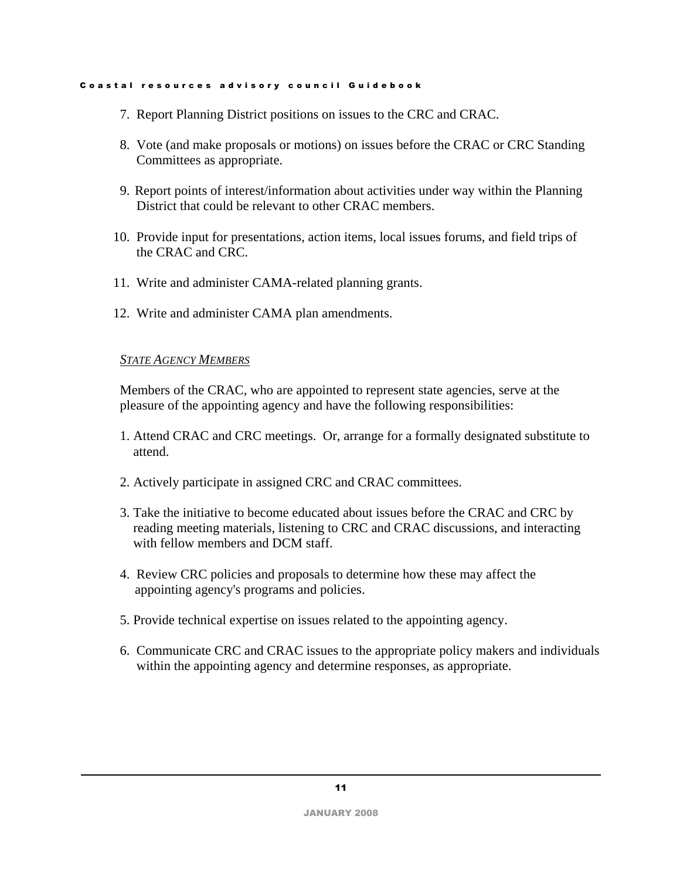7. Report Planning District positions on issues to the CRC and CRAC.

8. Vote (and make proposals or motions) on issues before the CRAC or CRC Standing Committees as appropriate.

9. Report points of interest/information about activities under way within the Planning District that could be relevant to other CRAC members.

10. Provide input for presentations, action items, local issues forums, and field trips of the CRAC and CRC.

11. Write and administer CAMA-related planning grants.

12. Write and administer CAMA plan amendments.

***STATE AGENCY MEMBERS***

Members of the CRAC, who are appointed to represent state agencies, serve at the pleasure of the appointing agency and have the following responsibilities:

1. Attend CRAC and CRC meetings. Or, arrange for a formally designated substitute to attend.

2. Actively participate in assigned CRC and CRAC committees.

3. Take the initiative to become educated about issues before the CRAC and CRC by reading meeting materials, listening to CRC and CRAC discussions, and interacting with fellow members and DCM staff.

4. Review CRC policies and proposals to determine how these may affect the appointing agency's programs and policies.

5. Provide technical expertise on issues related to the appointing agency.

6. Communicate CRC and CRAC issues to the appropriate policy makers and individuals within the appointing agency and determine responses, as appropriate.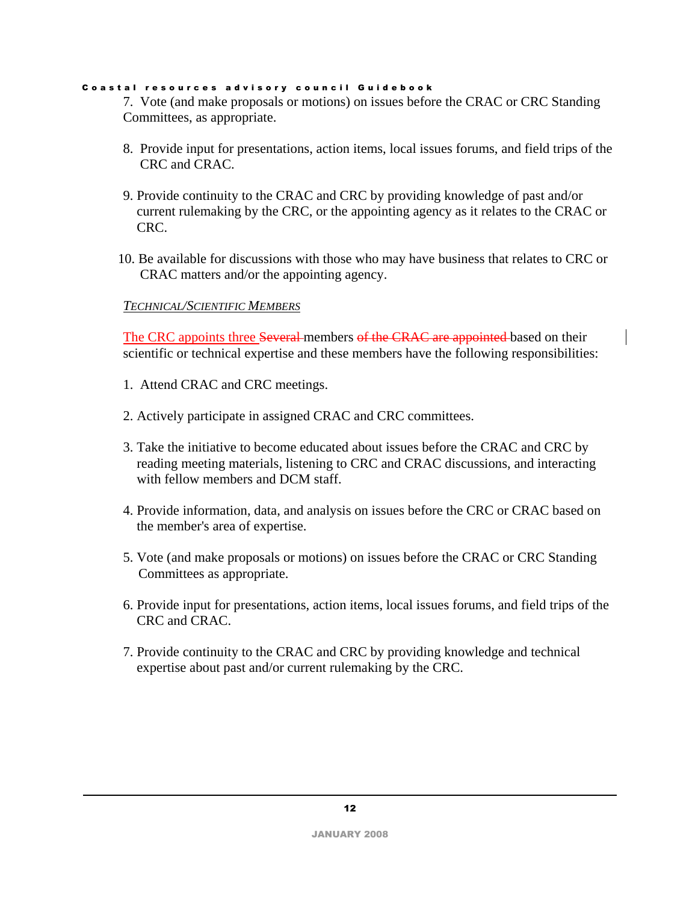7. Vote (and make proposals or motions) on issues before the CRAC or CRC Standing Committees, as appropriate.

8. Provide input for presentations, action items, local issues forums, and field trips of the CRC and CRAC.

9. Provide continuity to the CRAC and CRC by providing knowledge of past and/or current rulemaking by the CRC, or the appointing agency as it relates to the CRAC or CRC.

10. Be available for discussions with those who may have business that relates to CRC or CRAC matters and/or the appointing agency.

*TECHNICAL/SCIENTIFIC MEMBERS*

The CRC appoints three ~~Several~~ members ~~of the CRAC are appointed~~ based on their scientific or technical expertise and these members have the following responsibilities:

1. Attend CRAC and CRC meetings.

2. Actively participate in assigned CRAC and CRC committees.

3. Take the initiative to become educated about issues before the CRAC and CRC by reading meeting materials, listening to CRC and CRAC discussions, and interacting with fellow members and DCM staff.

4. Provide information, data, and analysis on issues before the CRC or CRAC based on the member's area of expertise.

5. Vote (and make proposals or motions) on issues before the CRAC or CRC Standing Committees as appropriate.

6. Provide input for presentations, action items, local issues forums, and field trips of the CRC and CRAC.

7. Provide continuity to the CRAC and CRC by providing knowledge and technical expertise about past and/or current rulemaking by the CRC.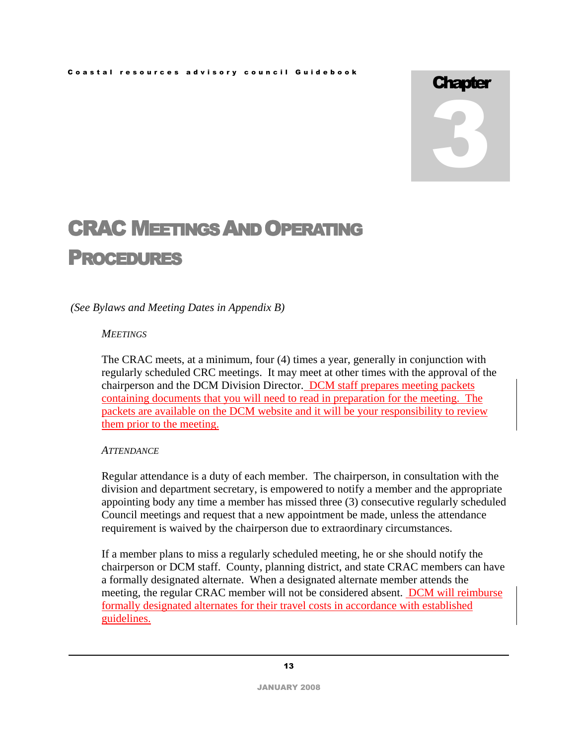# Chapter 3

# CRAC Meetings and Operating Procedures

*(See Bylaws and Meeting Dates in Appendix B)*

### *Meetings*

The CRAC meets, at a minimum, four (4) times a year, generally in conjunction with regularly scheduled CRC meetings. It may meet at other times with the approval of the chairperson and the DCM Division Director. DCM staff prepares meeting packets containing documents that you will need to read in preparation for the meeting. The packets are available on the DCM website and it will be your responsibility to review them prior to the meeting.

### *Attendance*

Regular attendance is a duty of each member. The chairperson, in consultation with the division and department secretary, is empowered to notify a member and the appropriate appointing body any time a member has missed three (3) consecutive regularly scheduled Council meetings and request that a new appointment be made, unless the attendance requirement is waived by the chairperson due to extraordinary circumstances.

If a member plans to miss a regularly scheduled meeting, he or she should notify the chairperson or DCM staff. County, planning district, and state CRAC members can have a formally designated alternate. When a designated alternate member attends the meeting, the regular CRAC member will not be considered absent. DCM will reimburse formally designated alternates for their travel costs in accordance with established guidelines.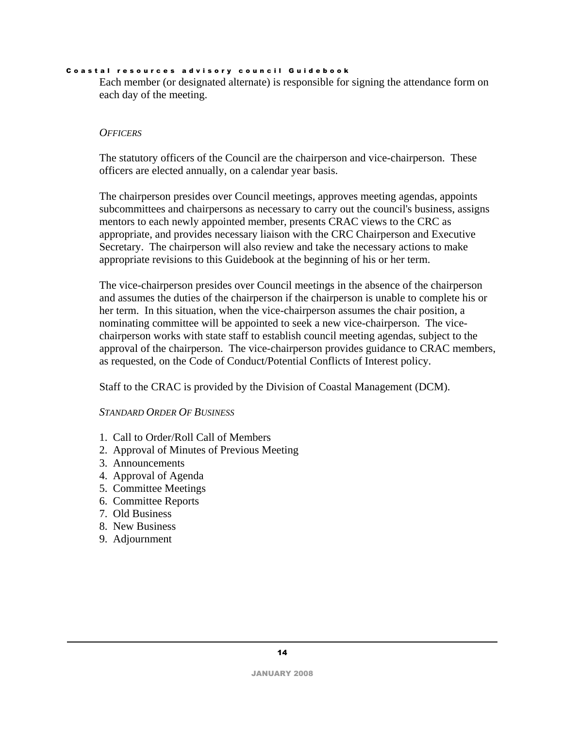Each member (or designated alternate) is responsible for signing the attendance form on each day of the meeting.

### *OFFICERS*

The statutory officers of the Council are the chairperson and vice-chairperson. These officers are elected annually, on a calendar year basis.

The chairperson presides over Council meetings, approves meeting agendas, appoints subcommittees and chairpersons as necessary to carry out the council's business, assigns mentors to each newly appointed member, presents CRAC views to the CRC as appropriate, and provides necessary liaison with the CRC Chairperson and Executive Secretary. The chairperson will also review and take the necessary actions to make appropriate revisions to this Guidebook at the beginning of his or her term.

The vice-chairperson presides over Council meetings in the absence of the chairperson and assumes the duties of the chairperson if the chairperson is unable to complete his or her term. In this situation, when the vice-chairperson assumes the chair position, a nominating committee will be appointed to seek a new vice-chairperson. The vice-chairperson works with state staff to establish council meeting agendas, subject to the approval of the chairperson. The vice-chairperson provides guidance to CRAC members, as requested, on the Code of Conduct/Potential Conflicts of Interest policy.

Staff to the CRAC is provided by the Division of Coastal Management (DCM).

### *STANDARD ORDER OF BUSINESS*

1. Call to Order/Roll Call of Members
2. Approval of Minutes of Previous Meeting
3. Announcements
4. Approval of Agenda
5. Committee Meetings
6. Committee Reports
7. Old Business
8. New Business
9. Adjournment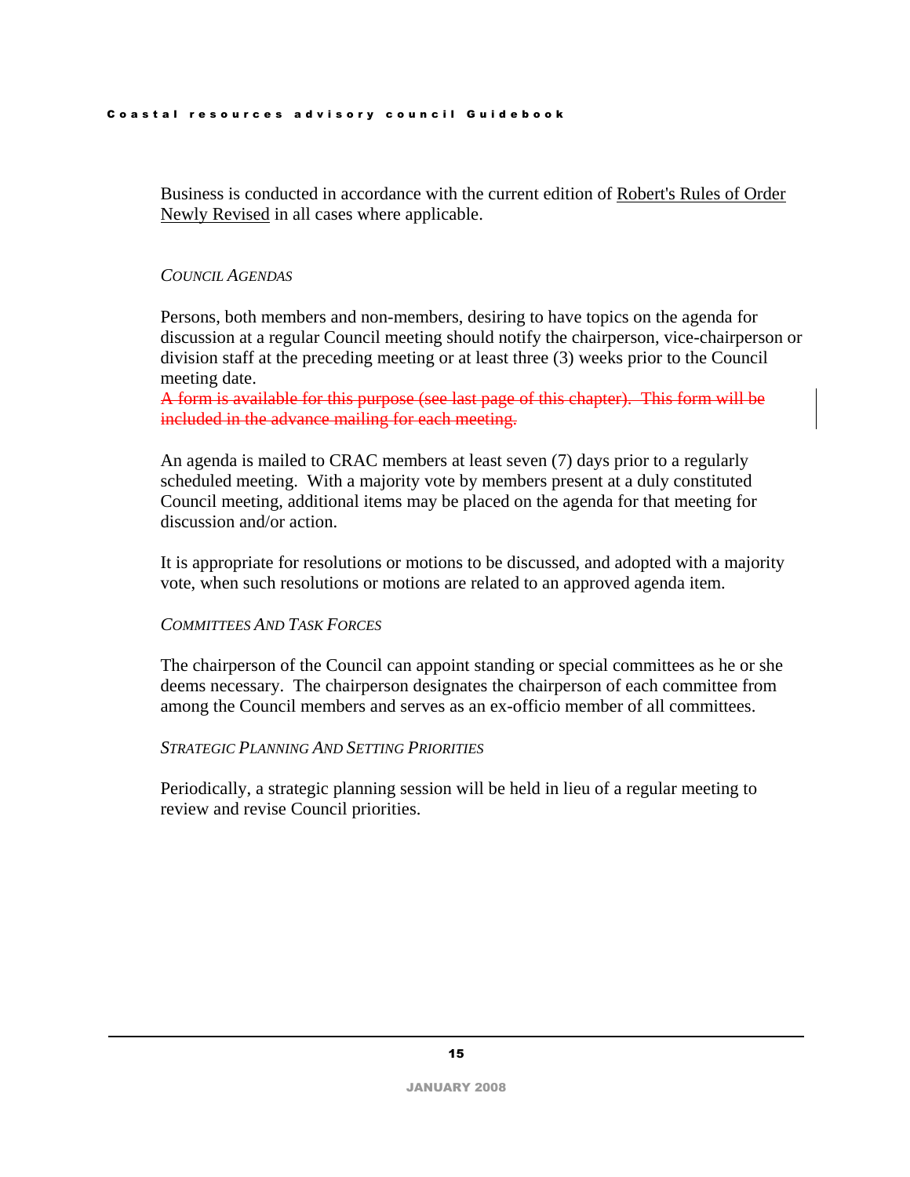Business is conducted in accordance with the current edition of Robert's Rules of Order Newly Revised in all cases where applicable.

*COUNCIL AGENDAS*

Persons, both members and non-members, desiring to have topics on the agenda for discussion at a regular Council meeting should notify the chairperson, vice-chairperson or division staff at the preceding meeting or at least three (3) weeks prior to the Council meeting date.
~~A form is available for this purpose (see last page of this chapter). This form will be included in the advance mailing for each meeting.~~

An agenda is mailed to CRAC members at least seven (7) days prior to a regularly scheduled meeting. With a majority vote by members present at a duly constituted Council meeting, additional items may be placed on the agenda for that meeting for discussion and/or action.

It is appropriate for resolutions or motions to be discussed, and adopted with a majority vote, when such resolutions or motions are related to an approved agenda item.

*COMMITTEES AND TASK FORCES*

The chairperson of the Council can appoint standing or special committees as he or she deems necessary. The chairperson designates the chairperson of each committee from among the Council members and serves as an ex-officio member of all committees.

*STRATEGIC PLANNING AND SETTING PRIORITIES*

Periodically, a strategic planning session will be held in lieu of a regular meeting to review and revise Council priorities.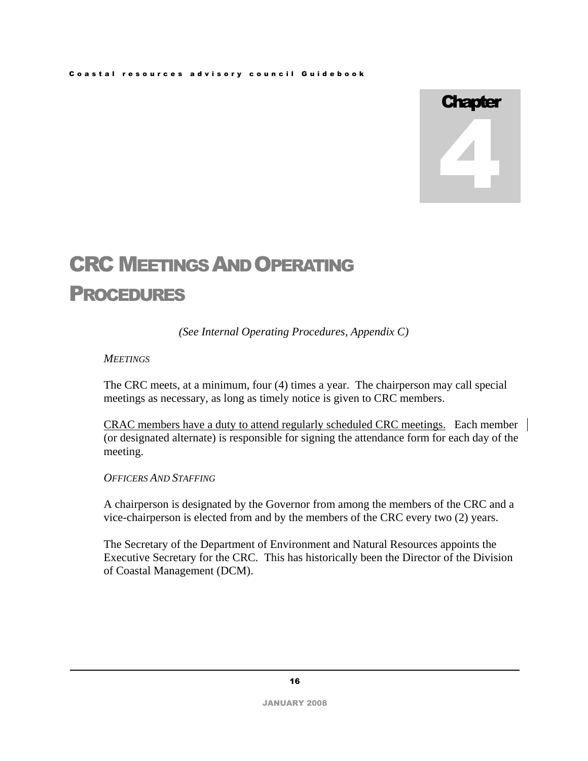# Chapter 4

# CRC Meetings And Operating Procedures

*(See Internal Operating Procedures, Appendix C)*

*MEETINGS*

The CRC meets, at a minimum, four (4) times a year. The chairperson may call special meetings as necessary, as long as timely notice is given to CRC members.

<u>CRAC members have a duty to attend regularly scheduled CRC meetings.</u> Each member (or designated alternate) is responsible for signing the attendance form for each day of the meeting.

*OFFICERS AND STAFFING*

A chairperson is designated by the Governor from among the members of the CRC and a vice-chairperson is elected from and by the members of the CRC every two (2) years.

The Secretary of the Department of Environment and Natural Resources appoints the Executive Secretary for the CRC. This has historically been the Director of the Division of Coastal Management (DCM).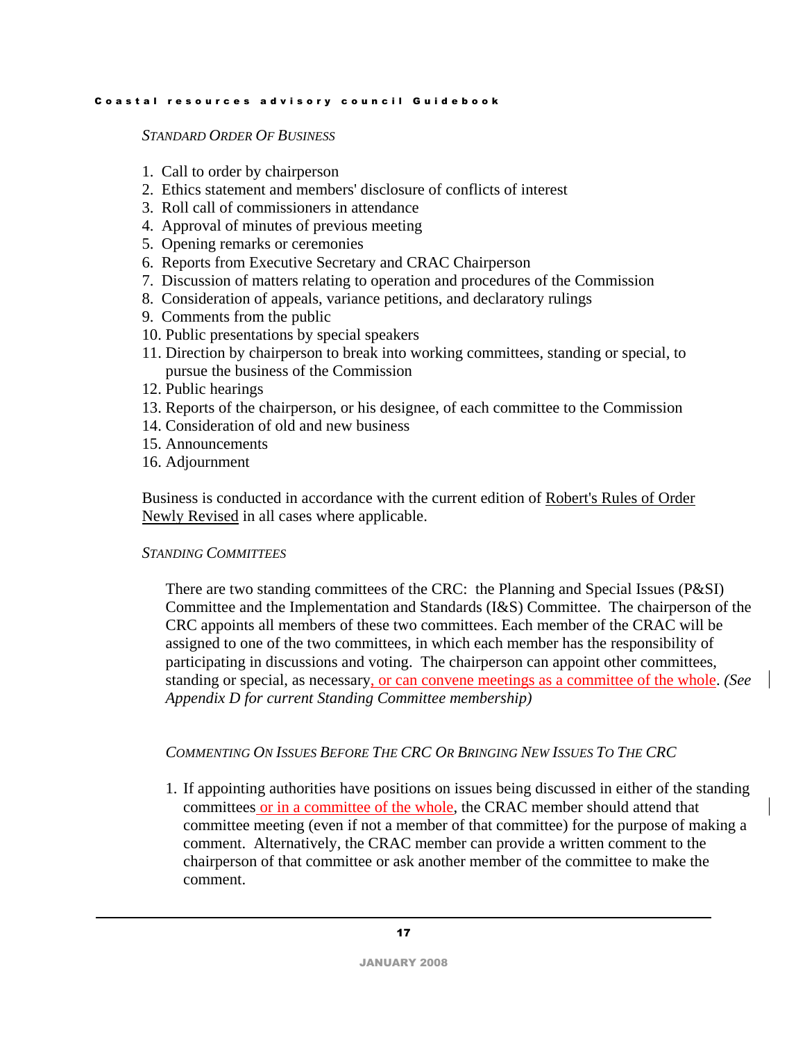*Standard Order Of Business*

1. Call to order by chairperson
2. Ethics statement and members' disclosure of conflicts of interest
3. Roll call of commissioners in attendance
4. Approval of minutes of previous meeting
5. Opening remarks or ceremonies
6. Reports from Executive Secretary and CRAC Chairperson
7. Discussion of matters relating to operation and procedures of the Commission
8. Consideration of appeals, variance petitions, and declaratory rulings
9. Comments from the public
10. Public presentations by special speakers
11. Direction by chairperson to break into working committees, standing or special, to pursue the business of the Commission
12. Public hearings
13. Reports of the chairperson, or his designee, of each committee to the Commission
14. Consideration of old and new business
15. Announcements
16. Adjournment

Business is conducted in accordance with the current edition of Robert's Rules of Order Newly Revised in all cases where applicable.

*Standing Committees*

There are two standing committees of the CRC: the Planning and Special Issues (P&SI) Committee and the Implementation and Standards (I&S) Committee. The chairperson of the CRC appoints all members of these two committees. Each member of the CRAC will be assigned to one of the two committees, in which each member has the responsibility of participating in discussions and voting. The chairperson can appoint other committees, standing or special, as necessary, or can convene meetings as a committee of the whole. *(See Appendix D for current Standing Committee membership)*

*Commenting On Issues Before The CRC Or Bringing New Issues To The CRC*

1. If appointing authorities have positions on issues being discussed in either of the standing committees or in a committee of the whole, the CRAC member should attend that committee meeting (even if not a member of that committee) for the purpose of making a comment. Alternatively, the CRAC member can provide a written comment to the chairperson of that committee or ask another member of the committee to make the comment.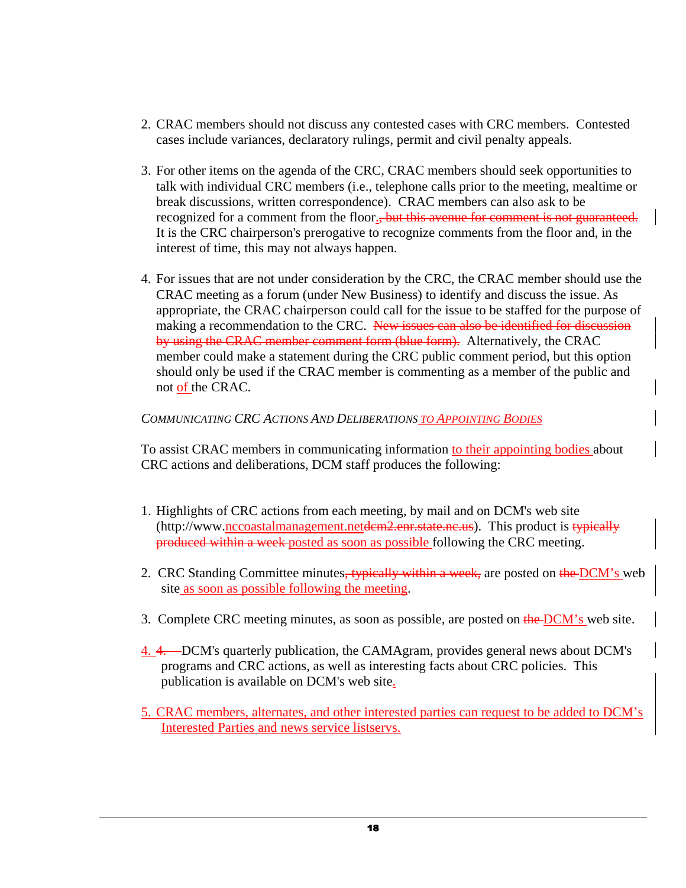2. CRAC members should not discuss any contested cases with CRC members. Contested cases include variances, declaratory rulings, permit and civil penalty appeals.

3. For other items on the agenda of the CRC, CRAC members should seek opportunities to talk with individual CRC members (i.e., telephone calls prior to the meeting, mealtime or break discussions, written correspondence). CRAC members can also ask to be recognized for a comment from the floor.~~, but this avenue for comment is not guaranteed.~~ It is the CRC chairperson's prerogative to recognize comments from the floor and, in the interest of time, this may not always happen.

4. For issues that are not under consideration by the CRC, the CRAC member should use the CRAC meeting as a forum (under New Business) to identify and discuss the issue. As appropriate, the CRAC chairperson could call for the issue to be staffed for the purpose of making a recommendation to the CRC. ~~New issues can also be identified for discussion by using the CRAC member comment form (blue form).~~ Alternatively, the CRAC member could make a statement during the CRC public comment period, but this option should only be used if the CRAC member is commenting as a member of the public and not of the CRAC.

*Communicating CRC Actions And Deliberations to Appointing Bodies*

To assist CRAC members in communicating information to their appointing bodies about CRC actions and deliberations, DCM staff produces the following:

1. Highlights of CRC actions from each meeting, by mail and on DCM's web site (http://www.nccoastalmanagement.net~~dcm2.enr.state.nc.us~~). This product is ~~typically produced within a week~~ posted as soon as possible following the CRC meeting.

2. CRC Standing Committee minutes~~, typically within a week,~~ are posted on ~~the~~ DCM's web site as soon as possible following the meeting.

3. Complete CRC meeting minutes, as soon as possible, are posted on ~~the~~ DCM's web site.

4. DCM's quarterly publication, the CAMAgram, provides general news about DCM's programs and CRC actions, as well as interesting facts about CRC policies. This publication is available on DCM's web site.

5. CRAC members, alternates, and other interested parties can request to be added to DCM's Interested Parties and news service listservs.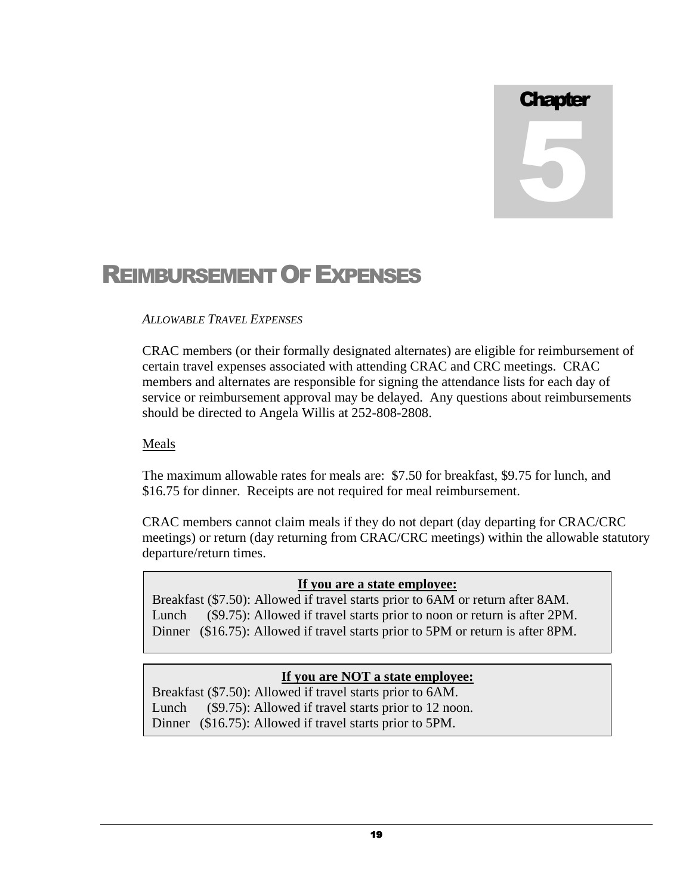# Chapter 5

# REIMBURSEMENT OF EXPENSES

*ALLOWABLE TRAVEL EXPENSES*

CRAC members (or their formally designated alternates) are eligible for reimbursement of certain travel expenses associated with attending CRAC and CRC meetings. CRAC members and alternates are responsible for signing the attendance lists for each day of service or reimbursement approval may be delayed. Any questions about reimbursements should be directed to Angela Willis at 252-808-2808.

Meals

The maximum allowable rates for meals are: $7.50 for breakfast, $9.75 for lunch, and $16.75 for dinner. Receipts are not required for meal reimbursement.

CRAC members cannot claim meals if they do not depart (day departing for CRAC/CRC meetings) or return (day returning from CRAC/CRC meetings) within the allowable statutory departure/return times.

**If you are a state employee:**

Breakfast ($7.50): Allowed if travel starts prior to 6AM or return after 8AM.
Lunch ($9.75): Allowed if travel starts prior to noon or return is after 2PM.
Dinner ($16.75): Allowed if travel starts prior to 5PM or return is after 8PM.

**If you are NOT a state employee:**

Breakfast ($7.50): Allowed if travel starts prior to 6AM.
Lunch ($9.75): Allowed if travel starts prior to 12 noon.
Dinner ($16.75): Allowed if travel starts prior to 5PM.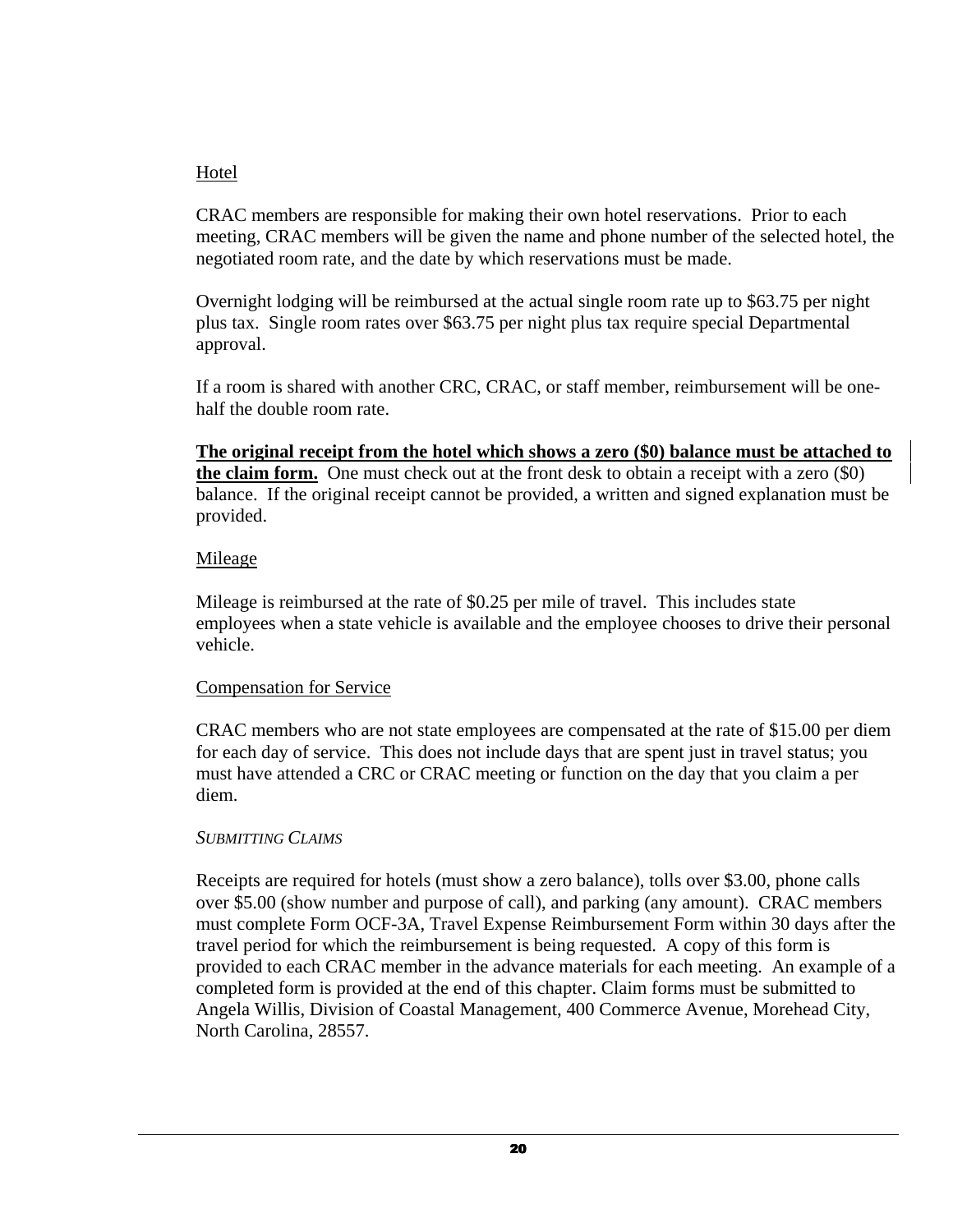### Hotel

CRAC members are responsible for making their own hotel reservations. Prior to each meeting, CRAC members will be given the name and phone number of the selected hotel, the negotiated room rate, and the date by which reservations must be made.

Overnight lodging will be reimbursed at the actual single room rate up to $63.75 per night plus tax. Single room rates over $63.75 per night plus tax require special Departmental approval.

If a room is shared with another CRC, CRAC, or staff member, reimbursement will be one-half the double room rate.

**The original receipt from the hotel which shows a zero ($0) balance must be attached to the claim form.** One must check out at the front desk to obtain a receipt with a zero ($0) balance. If the original receipt cannot be provided, a written and signed explanation must be provided.

### Mileage

Mileage is reimbursed at the rate of $0.25 per mile of travel. This includes state employees when a state vehicle is available and the employee chooses to drive their personal vehicle.

### Compensation for Service

CRAC members who are not state employees are compensated at the rate of $15.00 per diem for each day of service. This does not include days that are spent just in travel status; you must have attended a CRC or CRAC meeting or function on the day that you claim a per diem.

#### *Submitting Claims*

Receipts are required for hotels (must show a zero balance), tolls over $3.00, phone calls over $5.00 (show number and purpose of call), and parking (any amount). CRAC members must complete Form OCF-3A, Travel Expense Reimbursement Form within 30 days after the travel period for which the reimbursement is being requested. A copy of this form is provided to each CRAC member in the advance materials for each meeting. An example of a completed form is provided at the end of this chapter. Claim forms must be submitted to Angela Willis, Division of Coastal Management, 400 Commerce Avenue, Morehead City, North Carolina, 28557.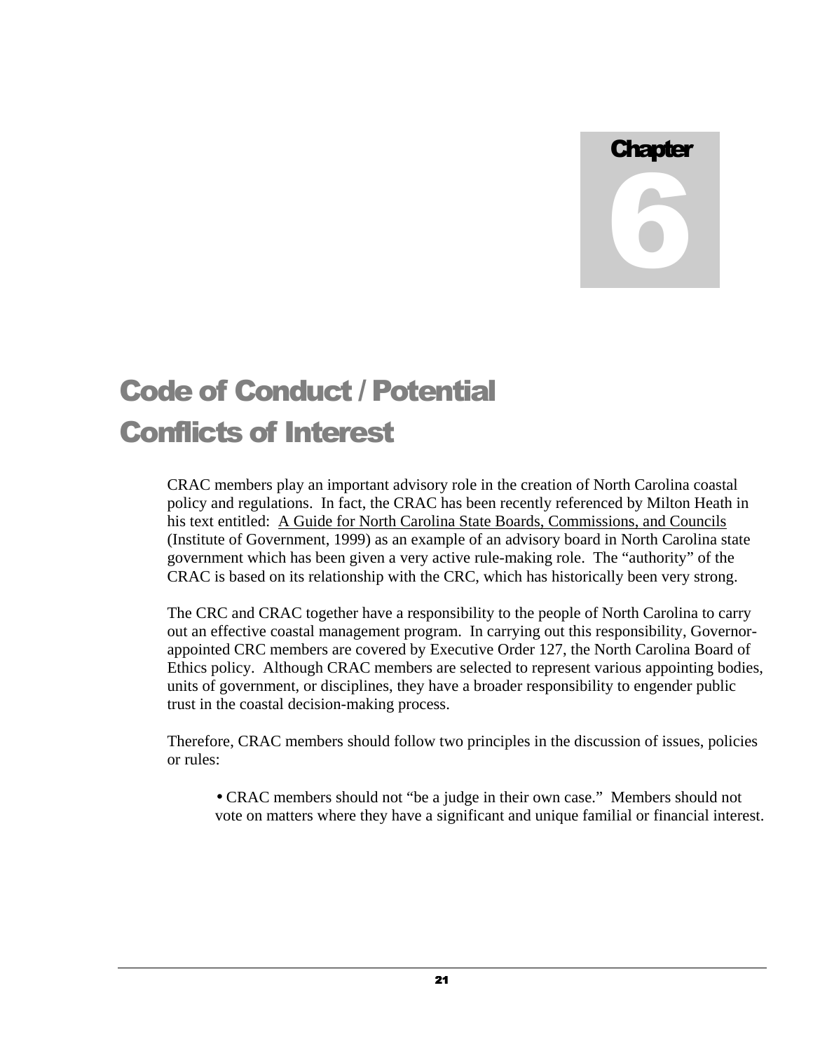# Chapter 6

# Code of Conduct / Potential Conflicts of Interest

CRAC members play an important advisory role in the creation of North Carolina coastal policy and regulations. In fact, the CRAC has been recently referenced by Milton Heath in his text entitled: A Guide for North Carolina State Boards, Commissions, and Councils (Institute of Government, 1999) as an example of an advisory board in North Carolina state government which has been given a very active rule-making role. The "authority" of the CRAC is based on its relationship with the CRC, which has historically been very strong.

The CRC and CRAC together have a responsibility to the people of North Carolina to carry out an effective coastal management program. In carrying out this responsibility, Governor-appointed CRC members are covered by Executive Order 127, the North Carolina Board of Ethics policy. Although CRAC members are selected to represent various appointing bodies, units of government, or disciplines, they have a broader responsibility to engender public trust in the coastal decision-making process.

Therefore, CRAC members should follow two principles in the discussion of issues, policies or rules:

- CRAC members should not "be a judge in their own case." Members should not vote on matters where they have a significant and unique familial or financial interest.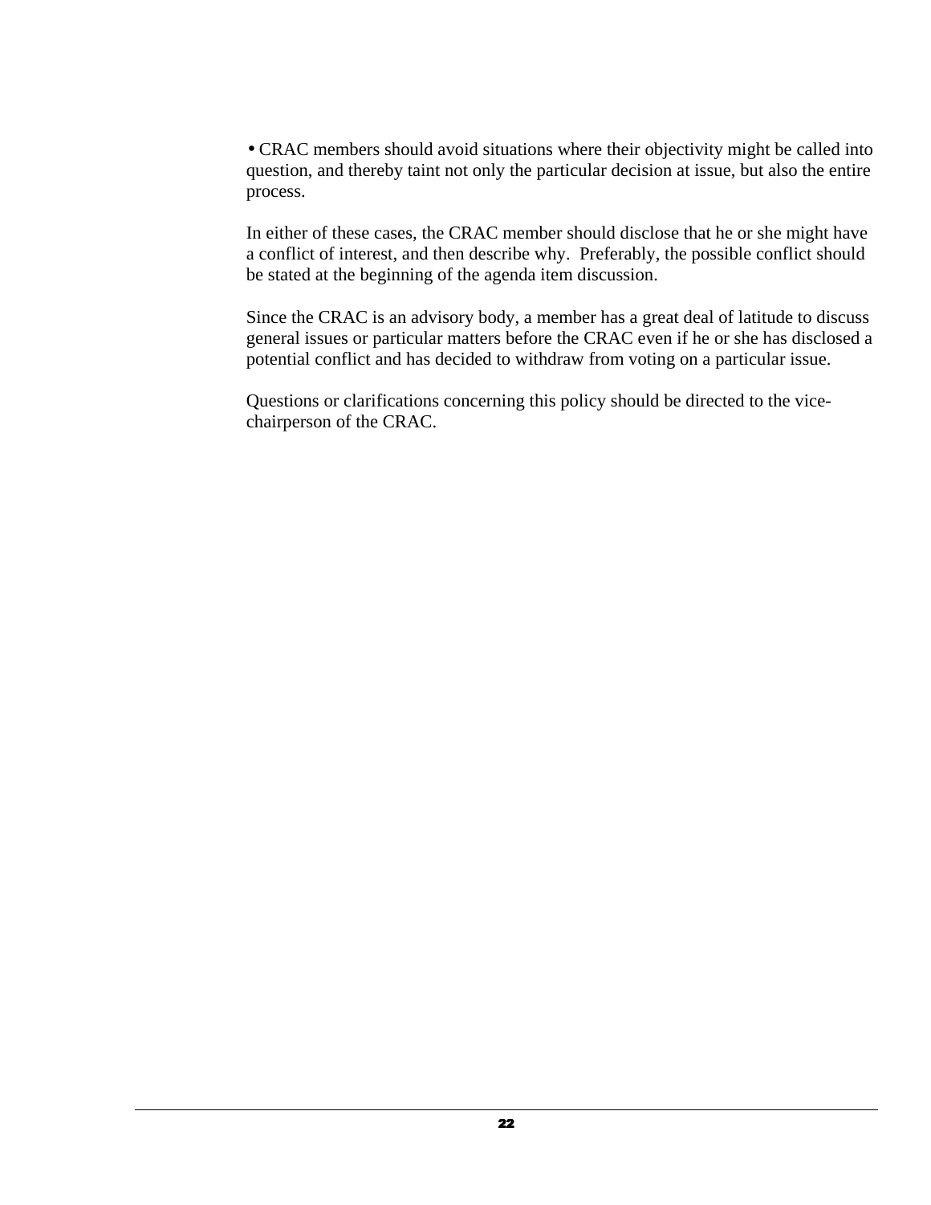- CRAC members should avoid situations where their objectivity might be called into question, and thereby taint not only the particular decision at issue, but also the entire process.

In either of these cases, the CRAC member should disclose that he or she might have a conflict of interest, and then describe why. Preferably, the possible conflict should be stated at the beginning of the agenda item discussion.

Since the CRAC is an advisory body, a member has a great deal of latitude to discuss general issues or particular matters before the CRAC even if he or she has disclosed a potential conflict and has decided to withdraw from voting on a particular issue.

Questions or clarifications concerning this policy should be directed to the vice-chairperson of the CRAC.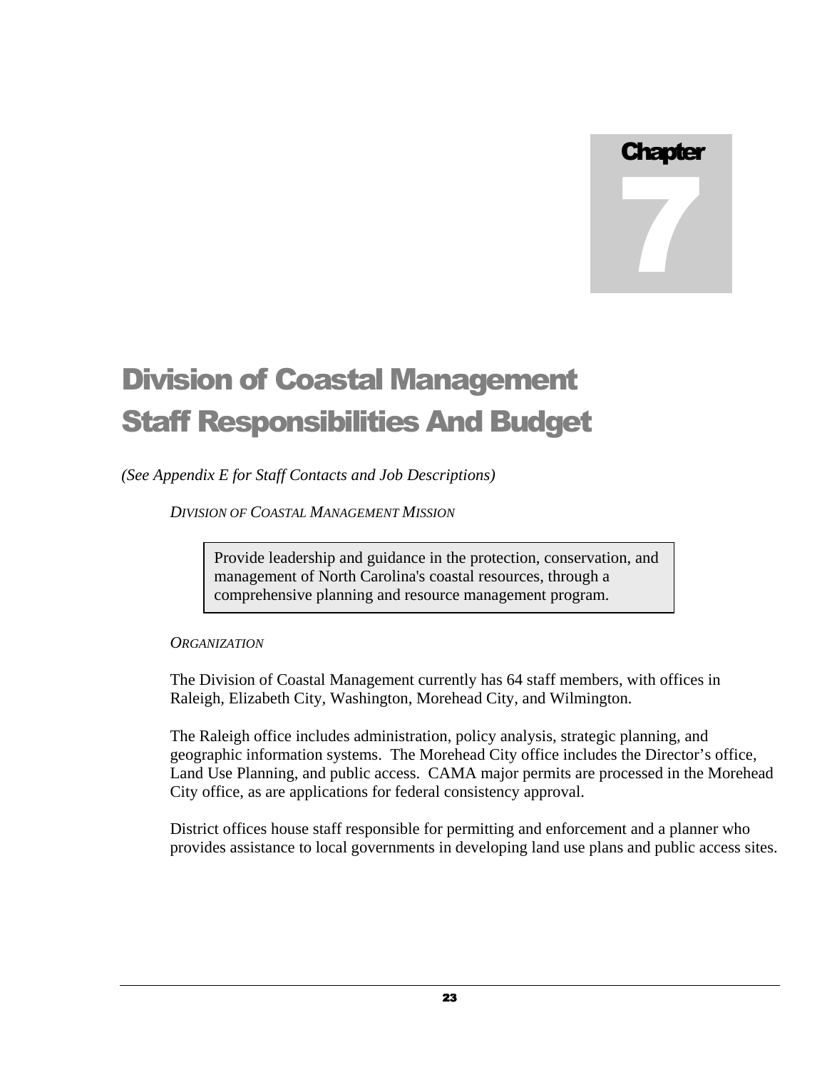# Chapter 7

# Division of Coastal Management Staff Responsibilities And Budget

*(See Appendix E for Staff Contacts and Job Descriptions)*

*DIVISION OF COASTAL MANAGEMENT MISSION*

> Provide leadership and guidance in the protection, conservation, and management of North Carolina's coastal resources, through a comprehensive planning and resource management program.

*ORGANIZATION*

The Division of Coastal Management currently has 64 staff members, with offices in Raleigh, Elizabeth City, Washington, Morehead City, and Wilmington.

The Raleigh office includes administration, policy analysis, strategic planning, and geographic information systems. The Morehead City office includes the Director's office, Land Use Planning, and public access. CAMA major permits are processed in the Morehead City office, as are applications for federal consistency approval.

District offices house staff responsible for permitting and enforcement and a planner who provides assistance to local governments in developing land use plans and public access sites.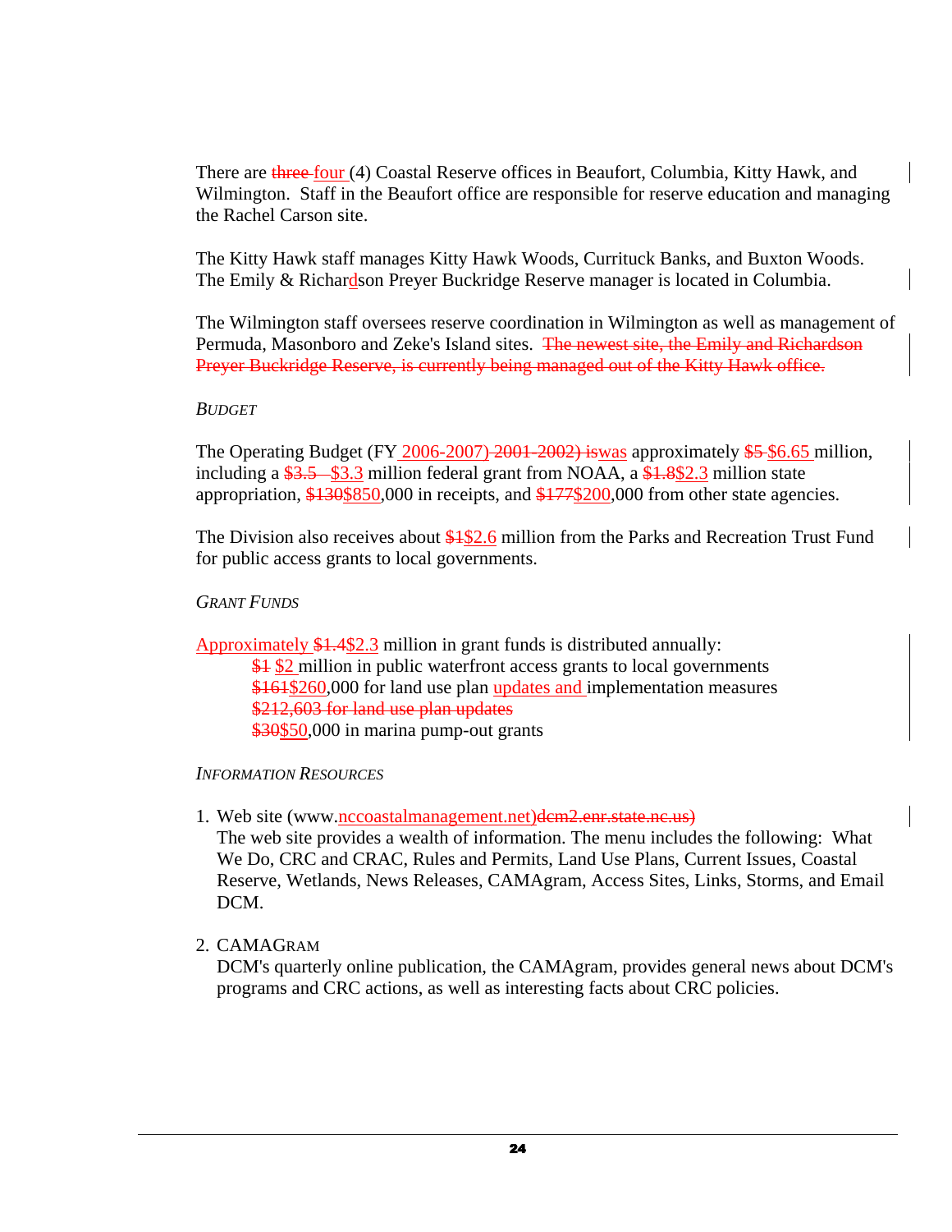There are ~~three~~ four (4) Coastal Reserve offices in Beaufort, Columbia, Kitty Hawk, and Wilmington. Staff in the Beaufort office are responsible for reserve education and managing the Rachel Carson site.

The Kitty Hawk staff manages Kitty Hawk Woods, Currituck Banks, and Buxton Woods. The Emily & Richardson Preyer Buckridge Reserve manager is located in Columbia.

The Wilmington staff oversees reserve coordination in Wilmington as well as management of Permuda, Masonboro and Zeke's Island sites. ~~The newest site, the Emily and Richardson Preyer Buckridge Reserve, is currently being managed out of the Kitty Hawk office.~~

*Budget*

The Operating Budget (FY 2006-2007) ~~2001-2002) is~~ was approximately ~~$5~~ $6.65 million, including a ~~$3.5~~ $3.3 million federal grant from NOAA, a ~~$1.8~~ $2.3 million state appropriation, ~~$130~~ $850,000 in receipts, and ~~$177~~ $200,000 from other state agencies.

The Division also receives about ~~$1~~ $2.6 million from the Parks and Recreation Trust Fund for public access grants to local governments.

*Grant Funds*

Approximately ~~$1.4~~ $2.3 million in grant funds is distributed annually:

- ~~$1~~ $2 million in public waterfront access grants to local governments
- ~~$161~~ $260,000 for land use plan updates and implementation measures
- ~~$212,603 for land use plan updates~~
- ~~$30~~ $50,000 in marina pump-out grants

*Information Resources*

1. Web site (www.nccoastalmanagement.net)~~dcm2.enr.state.nc.us)~~
   The web site provides a wealth of information. The menu includes the following: What We Do, CRC and CRAC, Rules and Permits, Land Use Plans, Current Issues, Coastal Reserve, Wetlands, News Releases, CAMAgram, Access Sites, Links, Storms, and Email DCM.

2. CAMAGRAM
   DCM's quarterly online publication, the CAMAgram, provides general news about DCM's programs and CRC actions, as well as interesting facts about CRC policies.